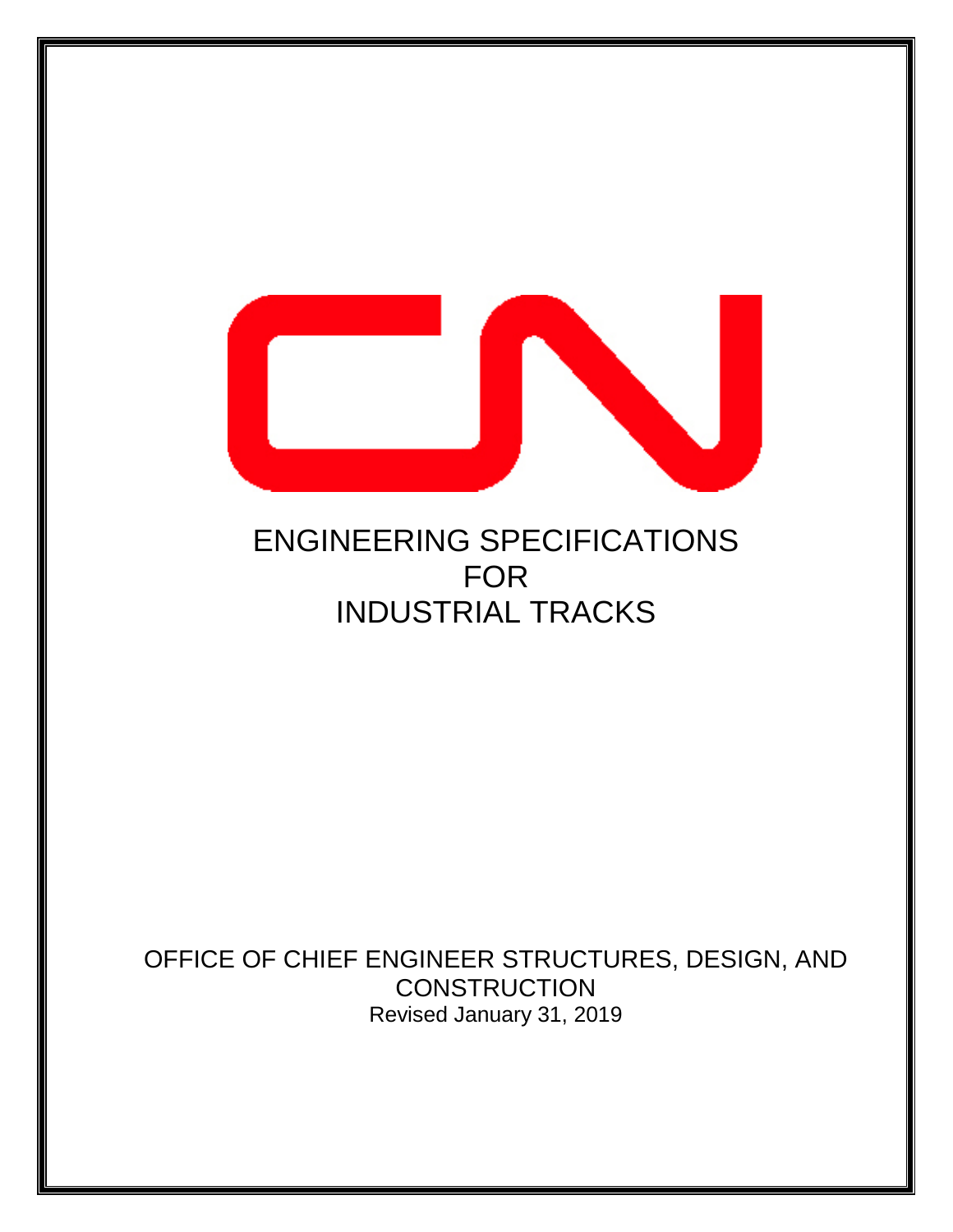# ENGINEERING SPECIFICATIONS FOR INDUSTRIAL TRACKS

OFFICE OF CHIEF ENGINEER STRUCTURES, DESIGN, AND CONSTRUCTION

Revised January 31, 2019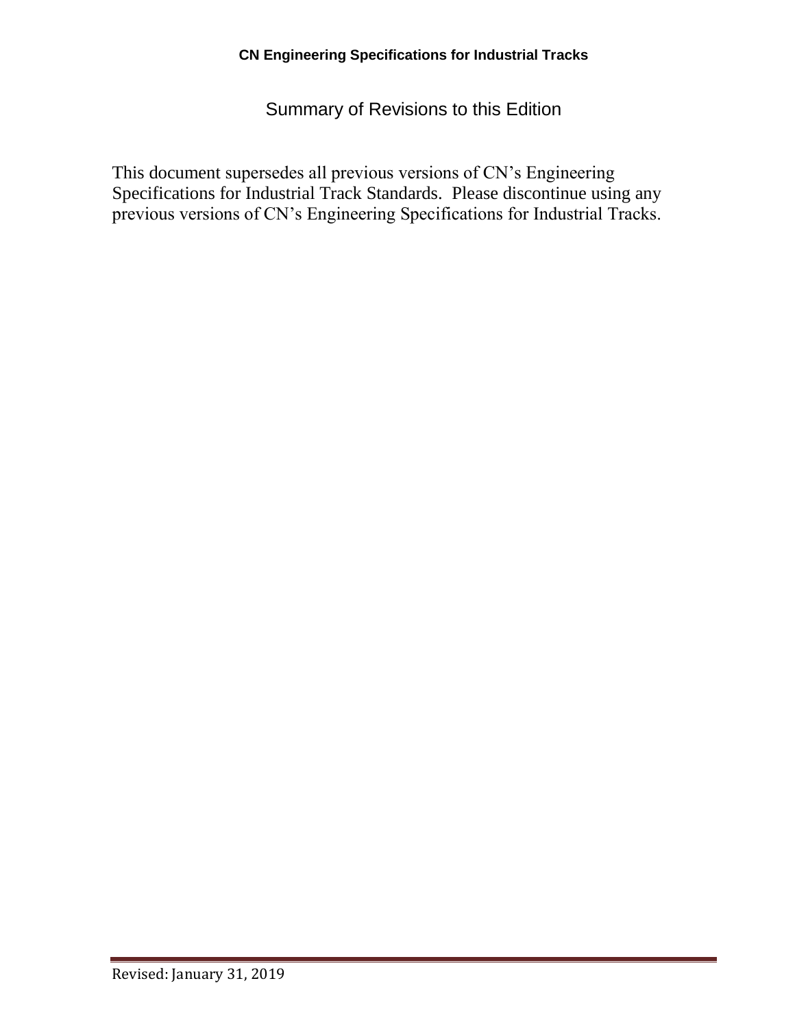# Summary of Revisions to this Edition

This document supersedes all previous versions of CN's Engineering Specifications for Industrial Track Standards. Please discontinue using any previous versions of CN's Engineering Specifications for Industrial Tracks.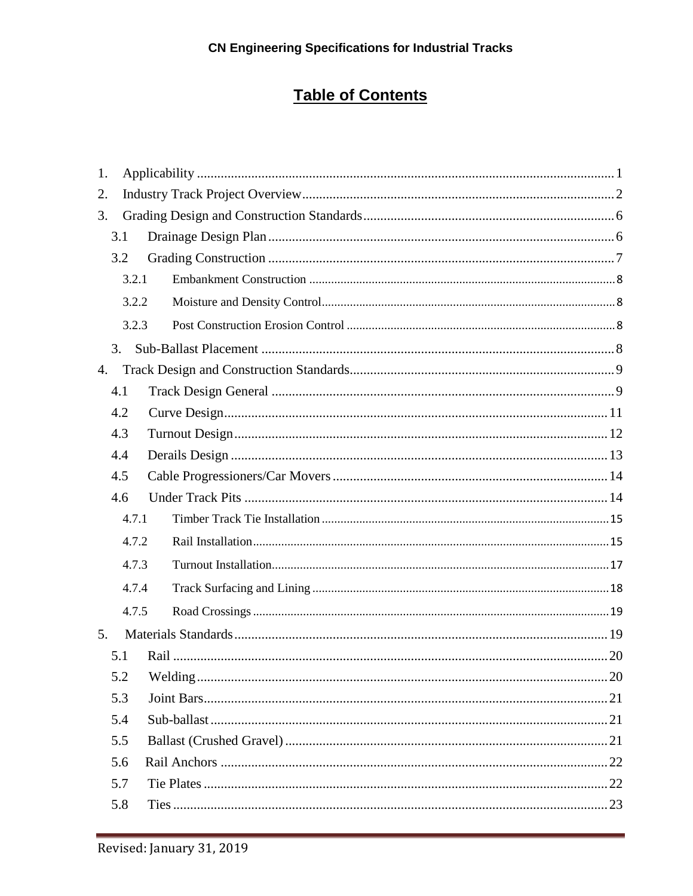# Table of Contents

1. Applicability .......... 1
2. Industry Track Project Overview .......... 2
3. Grading Design and Construction Standards .......... 6
   - 3.1 Drainage Design Plan .......... 6
   - 3.2 Grading Construction .......... 7
     - 3.2.1 Embankment Construction .......... 8
     - 3.2.2 Moisture and Density Control .......... 8
     - 3.2.3 Post Construction Erosion Control .......... 8
   - 3. Sub-Ballast Placement .......... 8
4. Track Design and Construction Standards .......... 9
   - 4.1 Track Design General .......... 9
   - 4.2 Curve Design .......... 11
   - 4.3 Turnout Design .......... 12
   - 4.4 Derails Design .......... 13
   - 4.5 Cable Progressioners/Car Movers .......... 14
   - 4.6 Under Track Pits .......... 14
     - 4.7.1 Timber Track Tie Installation .......... 15
     - 4.7.2 Rail Installation .......... 15
     - 4.7.3 Turnout Installation .......... 17
     - 4.7.4 Track Surfacing and Lining .......... 18
     - 4.7.5 Road Crossings .......... 19
5. Materials Standards .......... 19
   - 5.1 Rail .......... 20
   - 5.2 Welding .......... 20
   - 5.3 Joint Bars .......... 21
   - 5.4 Sub-ballast .......... 21
   - 5.5 Ballast (Crushed Gravel) .......... 21
   - 5.6 Rail Anchors .......... 22
   - 5.7 Tie Plates .......... 22
   - 5.8 Ties .......... 23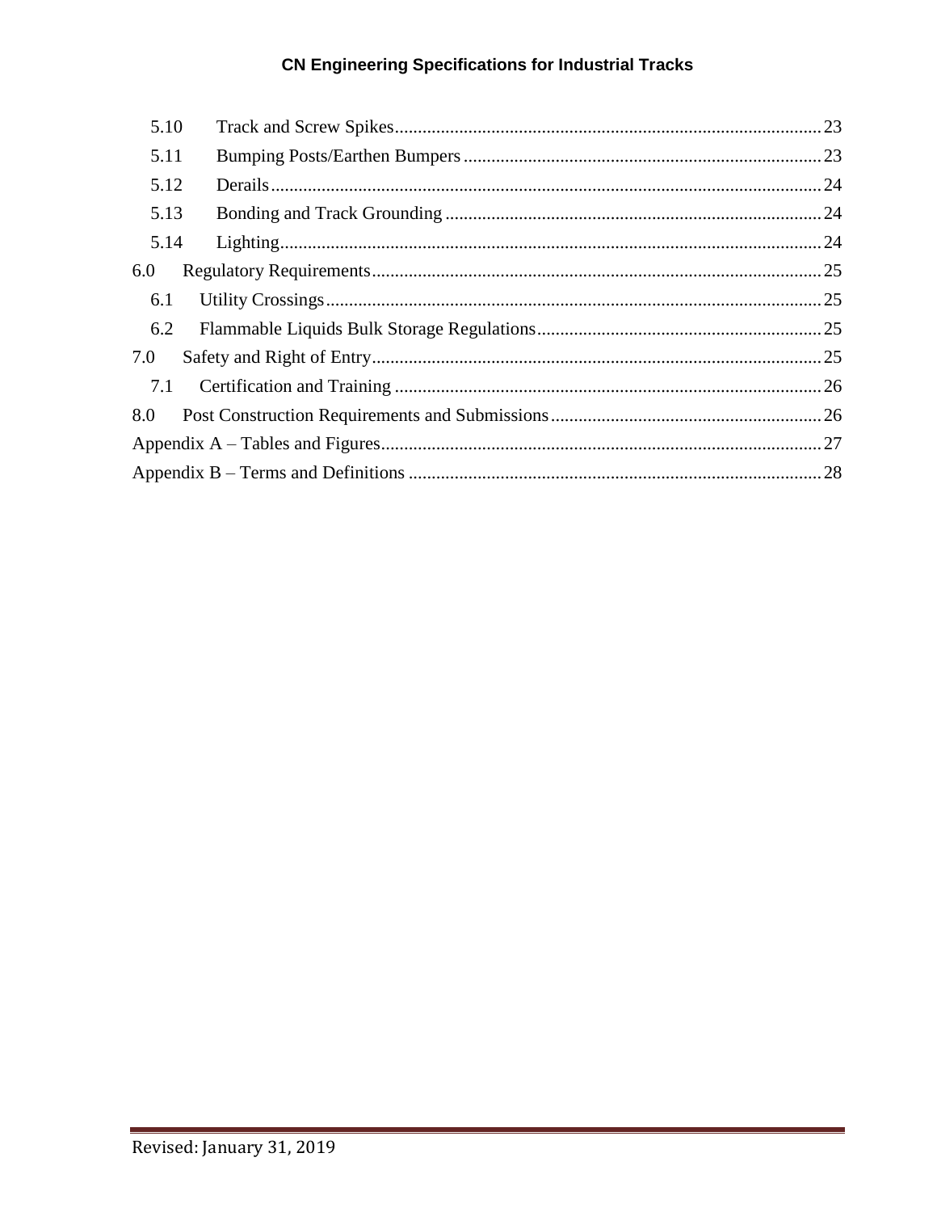5.10 Track and Screw Spikes ........ 23

5.11 Bumping Posts/Earthen Bumpers ........ 23

5.12 Derails ........ 24

5.13 Bonding and Track Grounding ........ 24

5.14 Lighting ........ 24

6.0 Regulatory Requirements ........ 25

6.1 Utility Crossings ........ 25

6.2 Flammable Liquids Bulk Storage Regulations ........ 25

7.0 Safety and Right of Entry ........ 25

7.1 Certification and Training ........ 26

8.0 Post Construction Requirements and Submissions ........ 26

Appendix A – Tables and Figures ........ 27

Appendix B – Terms and Definitions ........ 28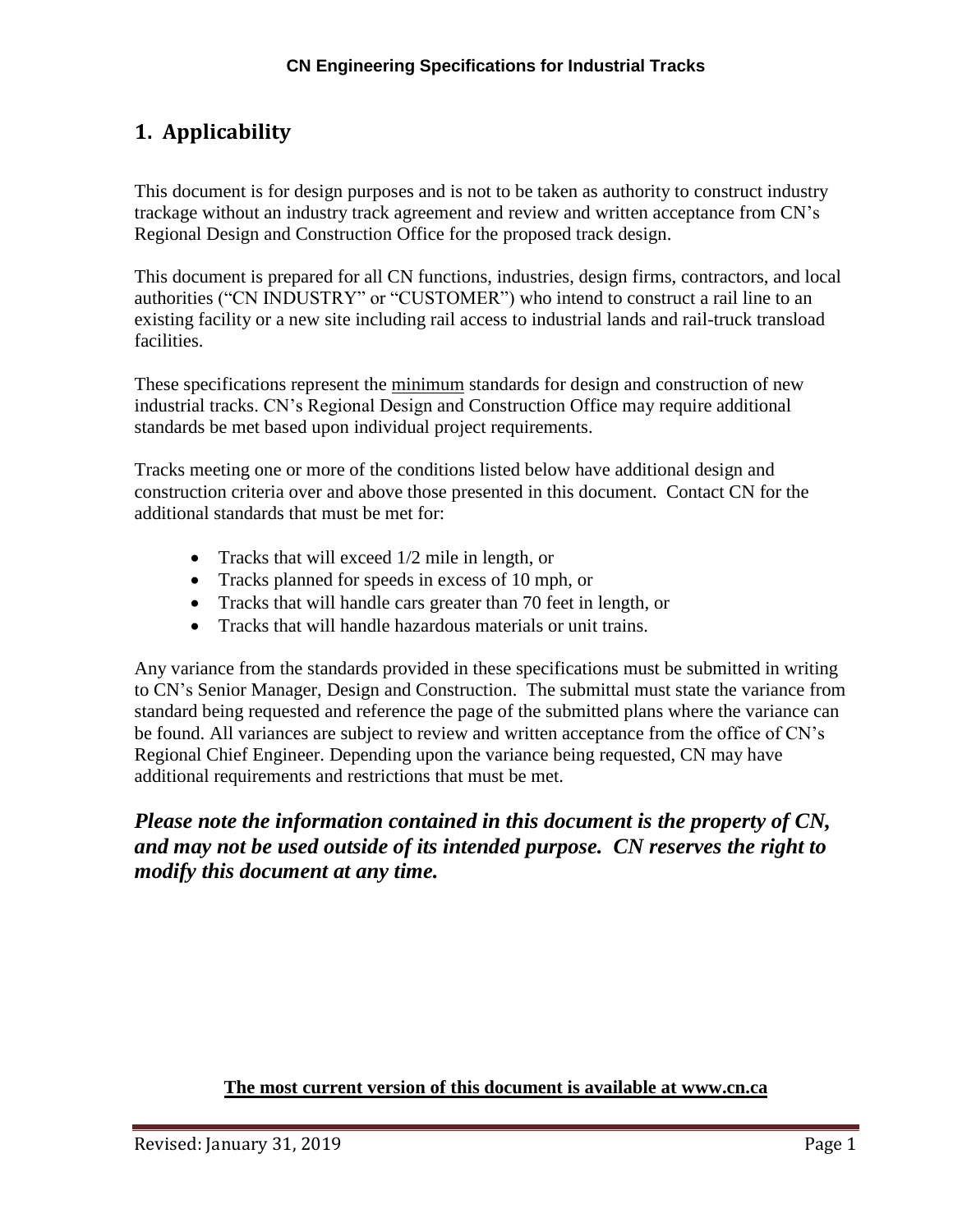## 1. Applicability

This document is for design purposes and is not to be taken as authority to construct industry trackage without an industry track agreement and review and written acceptance from CN's Regional Design and Construction Office for the proposed track design.

This document is prepared for all CN functions, industries, design firms, contractors, and local authorities ("CN INDUSTRY" or "CUSTOMER") who intend to construct a rail line to an existing facility or a new site including rail access to industrial lands and rail-truck transload facilities.

These specifications represent the minimum standards for design and construction of new industrial tracks. CN's Regional Design and Construction Office may require additional standards be met based upon individual project requirements.

Tracks meeting one or more of the conditions listed below have additional design and construction criteria over and above those presented in this document. Contact CN for the additional standards that must be met for:

- Tracks that will exceed 1/2 mile in length, or
- Tracks planned for speeds in excess of 10 mph, or
- Tracks that will handle cars greater than 70 feet in length, or
- Tracks that will handle hazardous materials or unit trains.

Any variance from the standards provided in these specifications must be submitted in writing to CN's Senior Manager, Design and Construction. The submittal must state the variance from standard being requested and reference the page of the submitted plans where the variance can be found. All variances are subject to review and written acceptance from the office of CN's Regional Chief Engineer. Depending upon the variance being requested, CN may have additional requirements and restrictions that must be met.

***Please note the information contained in this document is the property of CN, and may not be used outside of its intended purpose. CN reserves the right to modify this document at any time.***

**The most current version of this document is available at www.cn.ca**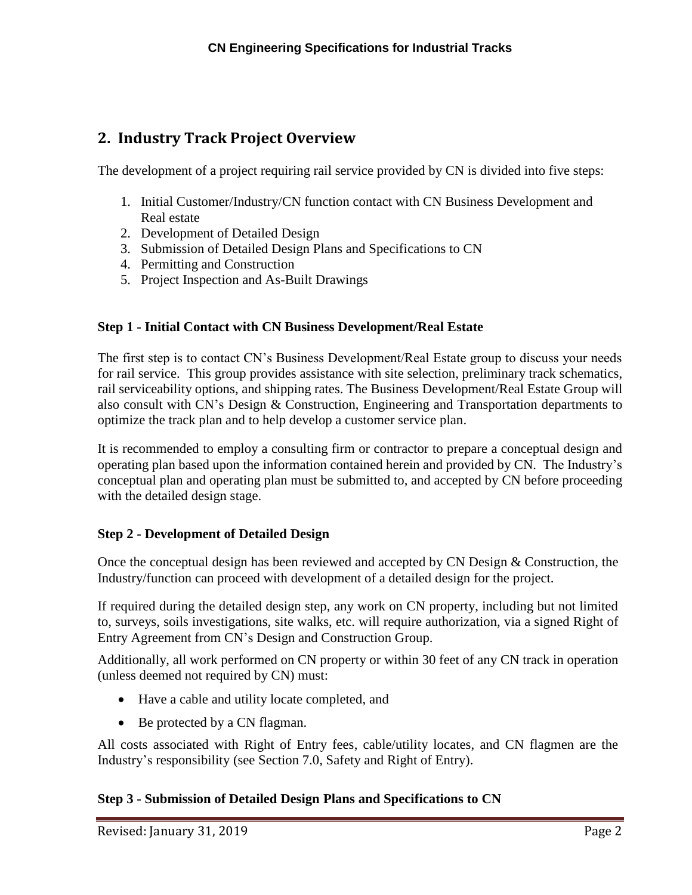## 2. Industry Track Project Overview

The development of a project requiring rail service provided by CN is divided into five steps:

1. Initial Customer/Industry/CN function contact with CN Business Development and Real estate
2. Development of Detailed Design
3. Submission of Detailed Design Plans and Specifications to CN
4. Permitting and Construction
5. Project Inspection and As-Built Drawings

**Step 1 - Initial Contact with CN Business Development/Real Estate**

The first step is to contact CN's Business Development/Real Estate group to discuss your needs for rail service. This group provides assistance with site selection, preliminary track schematics, rail serviceability options, and shipping rates. The Business Development/Real Estate Group will also consult with CN's Design & Construction, Engineering and Transportation departments to optimize the track plan and to help develop a customer service plan.

It is recommended to employ a consulting firm or contractor to prepare a conceptual design and operating plan based upon the information contained herein and provided by CN. The Industry's conceptual plan and operating plan must be submitted to, and accepted by CN before proceeding with the detailed design stage.

**Step 2 - Development of Detailed Design**

Once the conceptual design has been reviewed and accepted by CN Design & Construction, the Industry/function can proceed with development of a detailed design for the project.

If required during the detailed design step, any work on CN property, including but not limited to, surveys, soils investigations, site walks, etc. will require authorization, via a signed Right of Entry Agreement from CN's Design and Construction Group.

Additionally, all work performed on CN property or within 30 feet of any CN track in operation (unless deemed not required by CN) must:

- Have a cable and utility locate completed, and
- Be protected by a CN flagman.

All costs associated with Right of Entry fees, cable/utility locates, and CN flagmen are the Industry's responsibility (see Section 7.0, Safety and Right of Entry).

**Step 3 - Submission of Detailed Design Plans and Specifications to CN**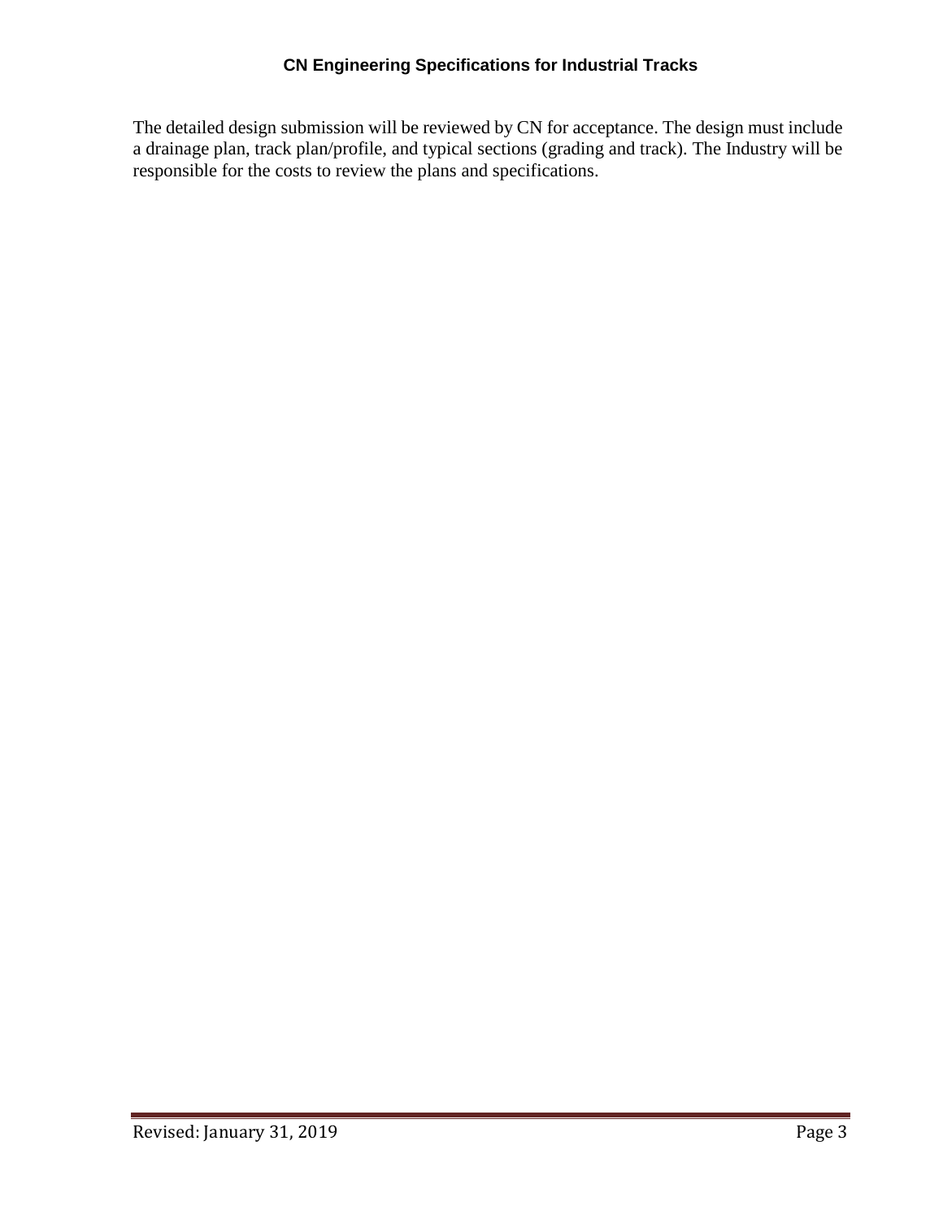The detailed design submission will be reviewed by CN for acceptance. The design must include a drainage plan, track plan/profile, and typical sections (grading and track). The Industry will be responsible for the costs to review the plans and specifications.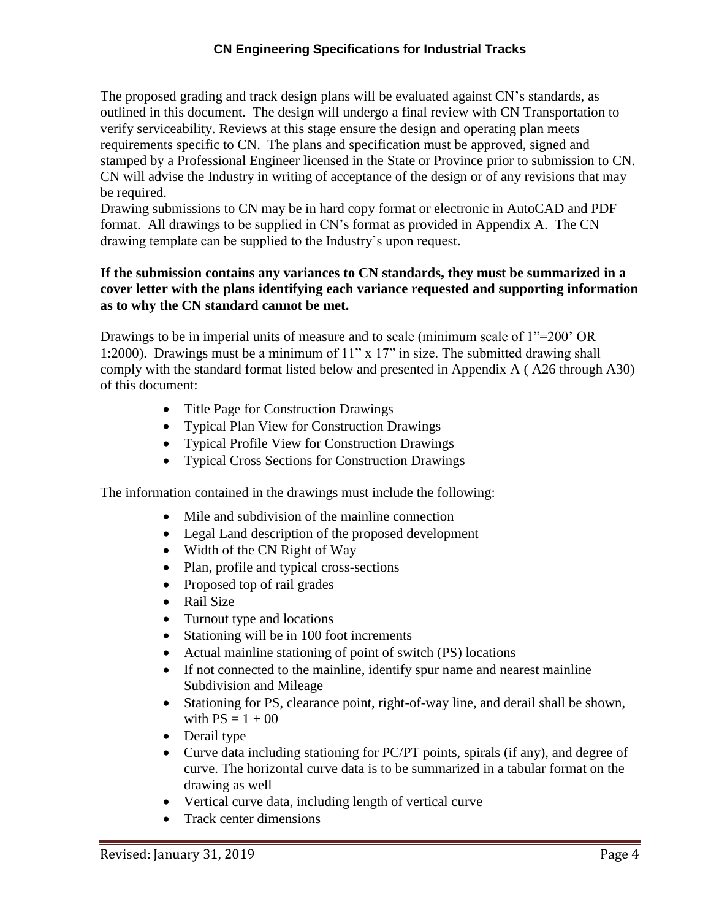The proposed grading and track design plans will be evaluated against CN's standards, as outlined in this document. The design will undergo a final review with CN Transportation to verify serviceability. Reviews at this stage ensure the design and operating plan meets requirements specific to CN. The plans and specification must be approved, signed and stamped by a Professional Engineer licensed in the State or Province prior to submission to CN. CN will advise the Industry in writing of acceptance of the design or of any revisions that may be required.

Drawing submissions to CN may be in hard copy format or electronic in AutoCAD and PDF format. All drawings to be supplied in CN's format as provided in Appendix A. The CN drawing template can be supplied to the Industry's upon request.

**If the submission contains any variances to CN standards, they must be summarized in a cover letter with the plans identifying each variance requested and supporting information as to why the CN standard cannot be met.**

Drawings to be in imperial units of measure and to scale (minimum scale of 1"=200' OR 1:2000). Drawings must be a minimum of 11" x 17" in size. The submitted drawing shall comply with the standard format listed below and presented in Appendix A ( A26 through A30) of this document:

- Title Page for Construction Drawings
- Typical Plan View for Construction Drawings
- Typical Profile View for Construction Drawings
- Typical Cross Sections for Construction Drawings

The information contained in the drawings must include the following:

- Mile and subdivision of the mainline connection
- Legal Land description of the proposed development
- Width of the CN Right of Way
- Plan, profile and typical cross-sections
- Proposed top of rail grades
- Rail Size
- Turnout type and locations
- Stationing will be in 100 foot increments
- Actual mainline stationing of point of switch (PS) locations
- If not connected to the mainline, identify spur name and nearest mainline Subdivision and Mileage
- Stationing for PS, clearance point, right-of-way line, and derail shall be shown, with PS = 1 + 00
- Derail type
- Curve data including stationing for PC/PT points, spirals (if any), and degree of curve. The horizontal curve data is to be summarized in a tabular format on the drawing as well
- Vertical curve data, including length of vertical curve
- Track center dimensions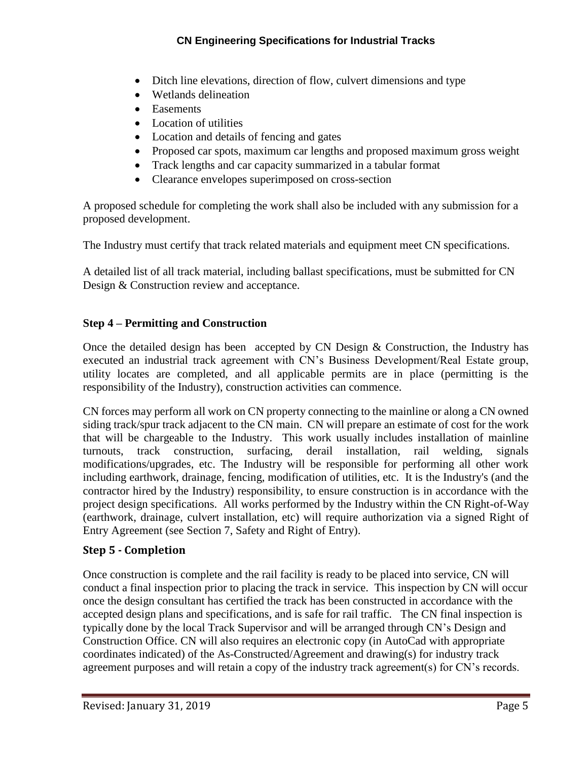- Ditch line elevations, direction of flow, culvert dimensions and type
- Wetlands delineation
- Easements
- Location of utilities
- Location and details of fencing and gates
- Proposed car spots, maximum car lengths and proposed maximum gross weight
- Track lengths and car capacity summarized in a tabular format
- Clearance envelopes superimposed on cross-section

A proposed schedule for completing the work shall also be included with any submission for a proposed development.

The Industry must certify that track related materials and equipment meet CN specifications.

A detailed list of all track material, including ballast specifications, must be submitted for CN Design & Construction review and acceptance.

### Step 4 – Permitting and Construction

Once the detailed design has been accepted by CN Design & Construction, the Industry has executed an industrial track agreement with CN's Business Development/Real Estate group, utility locates are completed, and all applicable permits are in place (permitting is the responsibility of the Industry), construction activities can commence.

CN forces may perform all work on CN property connecting to the mainline or along a CN owned siding track/spur track adjacent to the CN main. CN will prepare an estimate of cost for the work that will be chargeable to the Industry. This work usually includes installation of mainline turnouts, track construction, surfacing, derail installation, rail welding, signals modifications/upgrades, etc. The Industry will be responsible for performing all other work including earthwork, drainage, fencing, modification of utilities, etc. It is the Industry's (and the contractor hired by the Industry) responsibility, to ensure construction is in accordance with the project design specifications. All works performed by the Industry within the CN Right-of-Way (earthwork, drainage, culvert installation, etc) will require authorization via a signed Right of Entry Agreement (see Section 7, Safety and Right of Entry).

### Step 5 - Completion

Once construction is complete and the rail facility is ready to be placed into service, CN will conduct a final inspection prior to placing the track in service. This inspection by CN will occur once the design consultant has certified the track has been constructed in accordance with the accepted design plans and specifications, and is safe for rail traffic. The CN final inspection is typically done by the local Track Supervisor and will be arranged through CN's Design and Construction Office. CN will also requires an electronic copy (in AutoCad with appropriate coordinates indicated) of the As-Constructed/Agreement and drawing(s) for industry track agreement purposes and will retain a copy of the industry track agreement(s) for CN's records.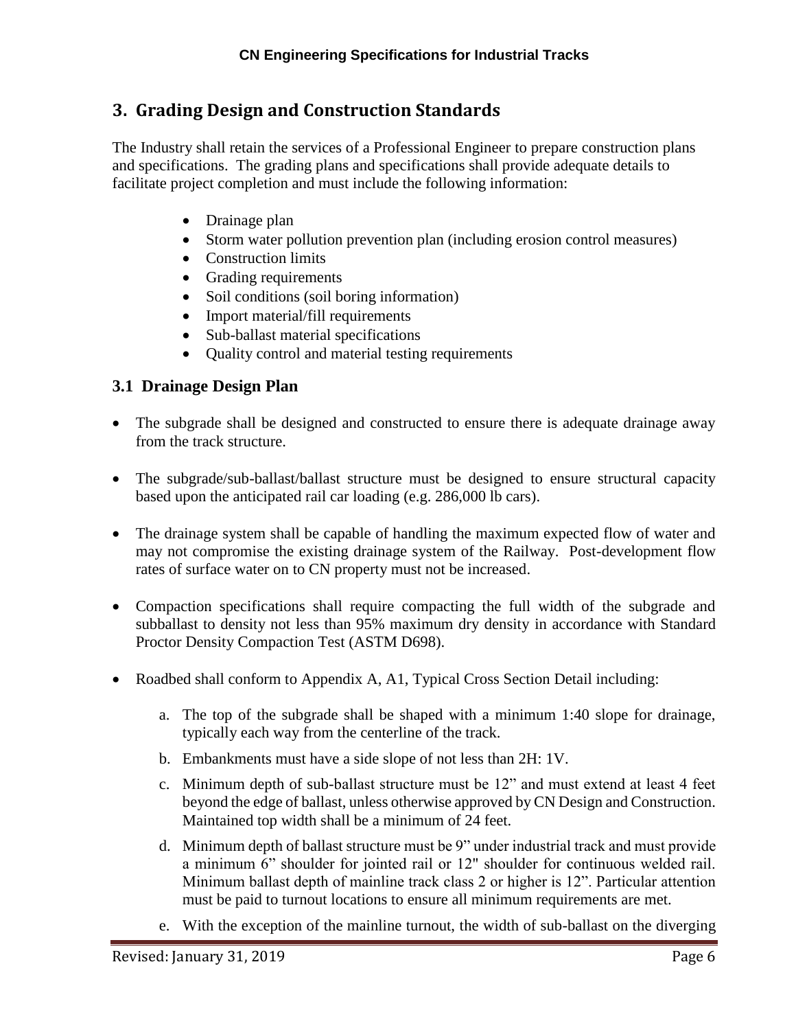## 3. Grading Design and Construction Standards

The Industry shall retain the services of a Professional Engineer to prepare construction plans and specifications. The grading plans and specifications shall provide adequate details to facilitate project completion and must include the following information:

- Drainage plan
- Storm water pollution prevention plan (including erosion control measures)
- Construction limits
- Grading requirements
- Soil conditions (soil boring information)
- Import material/fill requirements
- Sub-ballast material specifications
- Quality control and material testing requirements

### 3.1 Drainage Design Plan

- The subgrade shall be designed and constructed to ensure there is adequate drainage away from the track structure.
- The subgrade/sub-ballast/ballast structure must be designed to ensure structural capacity based upon the anticipated rail car loading (e.g. 286,000 lb cars).
- The drainage system shall be capable of handling the maximum expected flow of water and may not compromise the existing drainage system of the Railway. Post-development flow rates of surface water on to CN property must not be increased.
- Compaction specifications shall require compacting the full width of the subgrade and subballast to density not less than 95% maximum dry density in accordance with Standard Proctor Density Compaction Test (ASTM D698).
- Roadbed shall conform to Appendix A, A1, Typical Cross Section Detail including:
    a. The top of the subgrade shall be shaped with a minimum 1:40 slope for drainage, typically each way from the centerline of the track.
    b. Embankments must have a side slope of not less than 2H: 1V.
    c. Minimum depth of sub-ballast structure must be 12" and must extend at least 4 feet beyond the edge of ballast, unless otherwise approved by CN Design and Construction. Maintained top width shall be a minimum of 24 feet.
    d. Minimum depth of ballast structure must be 9" under industrial track and must provide a minimum 6" shoulder for jointed rail or 12" shoulder for continuous welded rail. Minimum ballast depth of mainline track class 2 or higher is 12". Particular attention must be paid to turnout locations to ensure all minimum requirements are met.
    e. With the exception of the mainline turnout, the width of sub-ballast on the diverging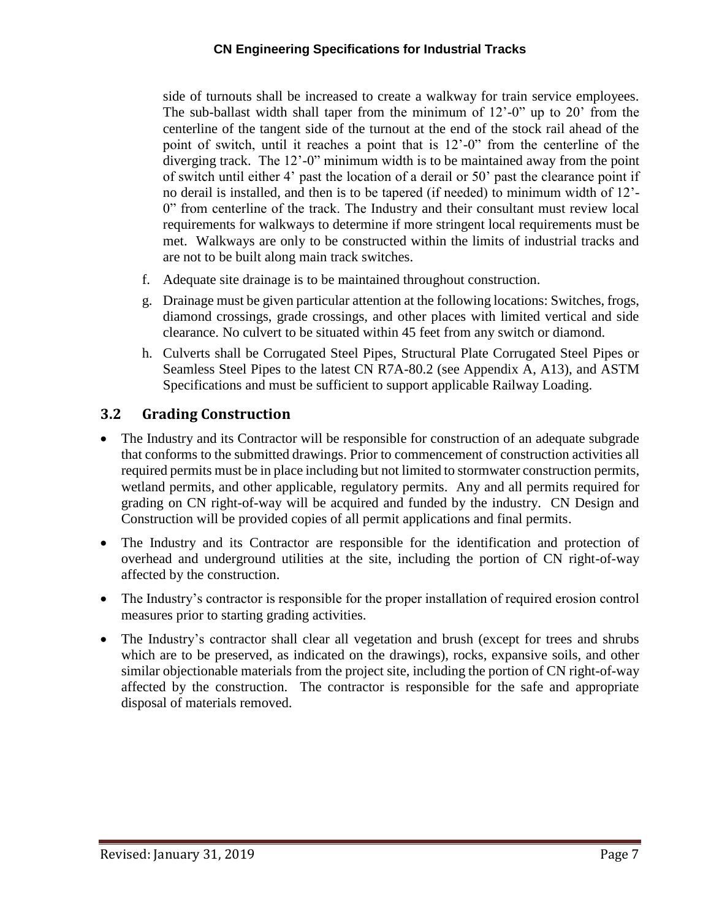side of turnouts shall be increased to create a walkway for train service employees. The sub-ballast width shall taper from the minimum of 12'-0" up to 20' from the centerline of the tangent side of the turnout at the end of the stock rail ahead of the point of switch, until it reaches a point that is 12'-0" from the centerline of the diverging track. The 12'-0" minimum width is to be maintained away from the point of switch until either 4' past the location of a derail or 50' past the clearance point if no derail is installed, and then is to be tapered (if needed) to minimum width of 12'-0" from centerline of the track. The Industry and their consultant must review local requirements for walkways to determine if more stringent local requirements must be met. Walkways are only to be constructed within the limits of industrial tracks and are not to be built along main track switches.

f. Adequate site drainage is to be maintained throughout construction.

g. Drainage must be given particular attention at the following locations: Switches, frogs, diamond crossings, grade crossings, and other places with limited vertical and side clearance. No culvert to be situated within 45 feet from any switch or diamond.

h. Culverts shall be Corrugated Steel Pipes, Structural Plate Corrugated Steel Pipes or Seamless Steel Pipes to the latest CN R7A-80.2 (see Appendix A, A13), and ASTM Specifications and must be sufficient to support applicable Railway Loading.

## 3.2 Grading Construction

- The Industry and its Contractor will be responsible for construction of an adequate subgrade that conforms to the submitted drawings. Prior to commencement of construction activities all required permits must be in place including but not limited to stormwater construction permits, wetland permits, and other applicable, regulatory permits. Any and all permits required for grading on CN right-of-way will be acquired and funded by the industry. CN Design and Construction will be provided copies of all permit applications and final permits.
- The Industry and its Contractor are responsible for the identification and protection of overhead and underground utilities at the site, including the portion of CN right-of-way affected by the construction.
- The Industry's contractor is responsible for the proper installation of required erosion control measures prior to starting grading activities.
- The Industry's contractor shall clear all vegetation and brush (except for trees and shrubs which are to be preserved, as indicated on the drawings), rocks, expansive soils, and other similar objectionable materials from the project site, including the portion of CN right-of-way affected by the construction. The contractor is responsible for the safe and appropriate disposal of materials removed.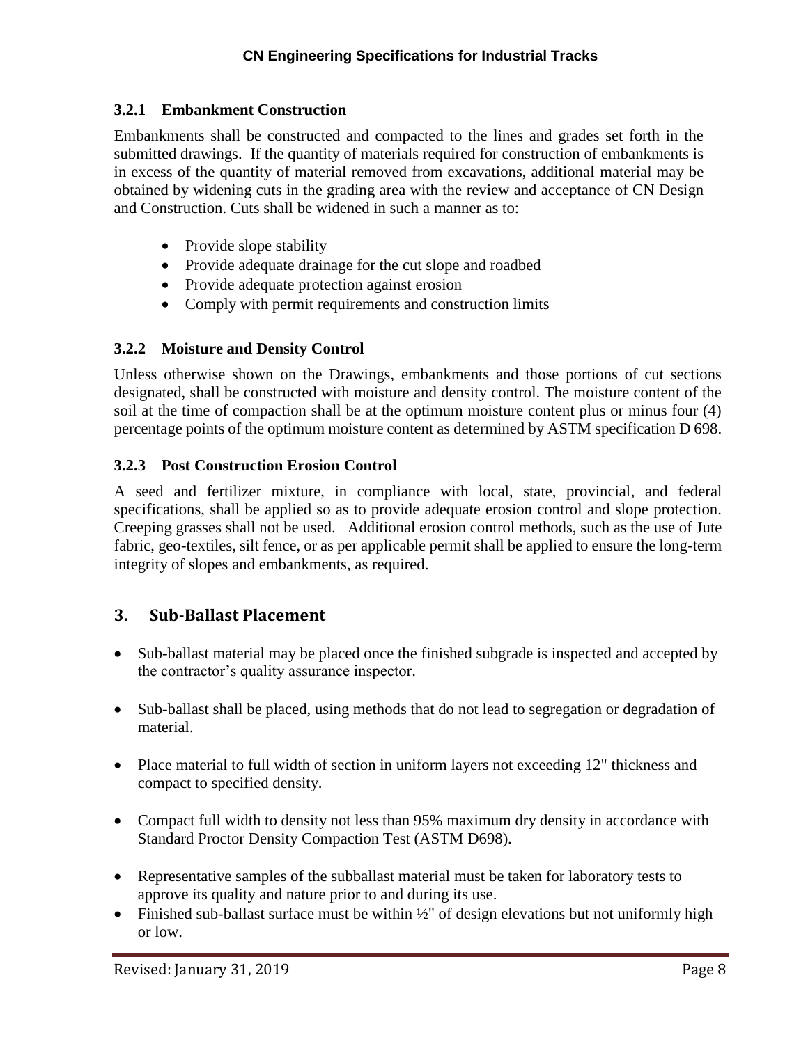### 3.2.1 Embankment Construction

Embankments shall be constructed and compacted to the lines and grades set forth in the submitted drawings. If the quantity of materials required for construction of embankments is in excess of the quantity of material removed from excavations, additional material may be obtained by widening cuts in the grading area with the review and acceptance of CN Design and Construction. Cuts shall be widened in such a manner as to:

- Provide slope stability
- Provide adequate drainage for the cut slope and roadbed
- Provide adequate protection against erosion
- Comply with permit requirements and construction limits

### 3.2.2 Moisture and Density Control

Unless otherwise shown on the Drawings, embankments and those portions of cut sections designated, shall be constructed with moisture and density control. The moisture content of the soil at the time of compaction shall be at the optimum moisture content plus or minus four (4) percentage points of the optimum moisture content as determined by ASTM specification D 698.

### 3.2.3 Post Construction Erosion Control

A seed and fertilizer mixture, in compliance with local, state, provincial, and federal specifications, shall be applied so as to provide adequate erosion control and slope protection. Creeping grasses shall not be used. Additional erosion control methods, such as the use of Jute fabric, geo-textiles, silt fence, or as per applicable permit shall be applied to ensure the long-term integrity of slopes and embankments, as required.

## 3. Sub-Ballast Placement

- Sub-ballast material may be placed once the finished subgrade is inspected and accepted by the contractor's quality assurance inspector.
- Sub-ballast shall be placed, using methods that do not lead to segregation or degradation of material.
- Place material to full width of section in uniform layers not exceeding 12" thickness and compact to specified density.
- Compact full width to density not less than 95% maximum dry density in accordance with Standard Proctor Density Compaction Test (ASTM D698).
- Representative samples of the subballast material must be taken for laboratory tests to approve its quality and nature prior to and during its use.
- Finished sub-ballast surface must be within ½" of design elevations but not uniformly high or low.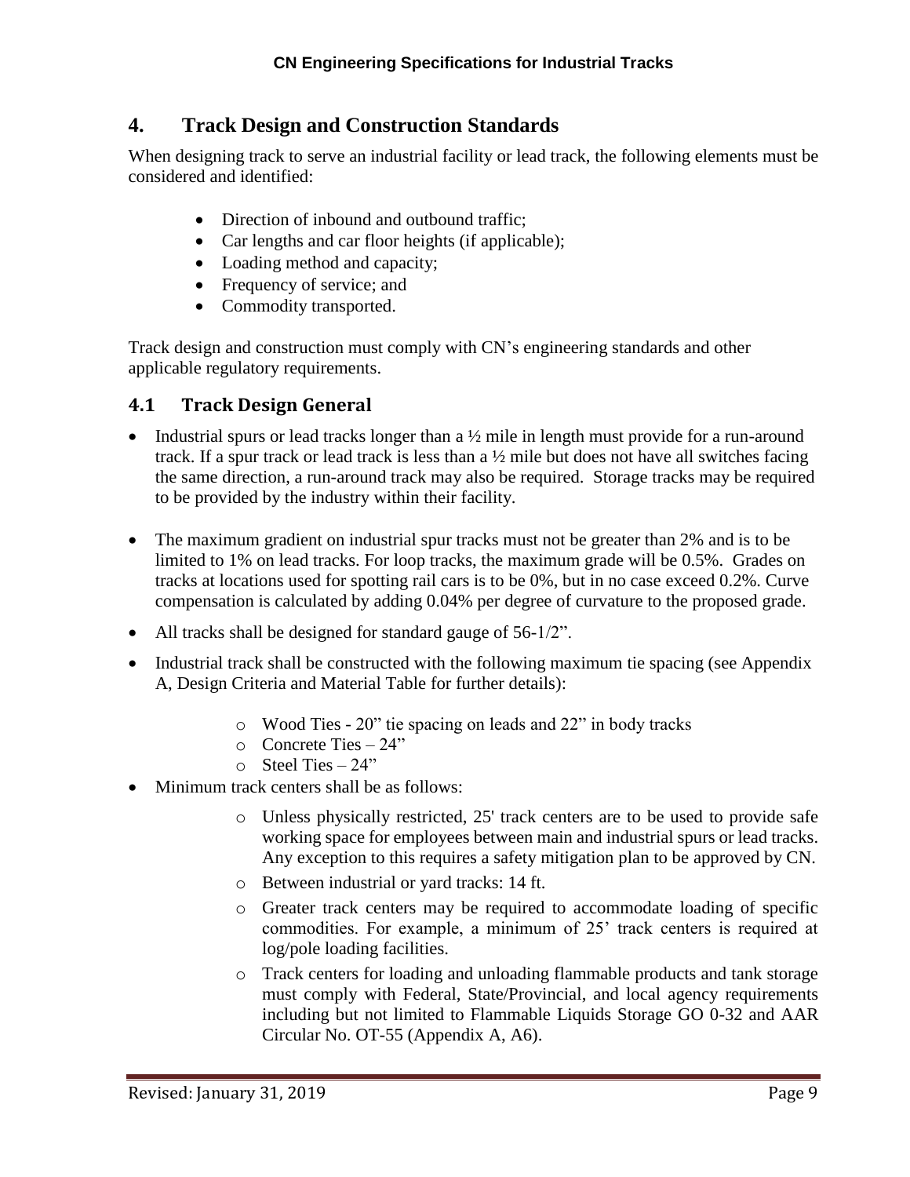## 4. Track Design and Construction Standards

When designing track to serve an industrial facility or lead track, the following elements must be considered and identified:

- Direction of inbound and outbound traffic;
- Car lengths and car floor heights (if applicable);
- Loading method and capacity;
- Frequency of service; and
- Commodity transported.

Track design and construction must comply with CN's engineering standards and other applicable regulatory requirements.

### 4.1 Track Design General

- Industrial spurs or lead tracks longer than a ½ mile in length must provide for a run-around track. If a spur track or lead track is less than a ½ mile but does not have all switches facing the same direction, a run-around track may also be required. Storage tracks may be required to be provided by the industry within their facility.
- The maximum gradient on industrial spur tracks must not be greater than 2% and is to be limited to 1% on lead tracks. For loop tracks, the maximum grade will be 0.5%. Grades on tracks at locations used for spotting rail cars is to be 0%, but in no case exceed 0.2%. Curve compensation is calculated by adding 0.04% per degree of curvature to the proposed grade.
- All tracks shall be designed for standard gauge of 56-1/2".
- Industrial track shall be constructed with the following maximum tie spacing (see Appendix A, Design Criteria and Material Table for further details):
  - Wood Ties - 20" tie spacing on leads and 22" in body tracks
  - Concrete Ties – 24"
  - Steel Ties – 24"
- Minimum track centers shall be as follows:
  - Unless physically restricted, 25' track centers are to be used to provide safe working space for employees between main and industrial spurs or lead tracks. Any exception to this requires a safety mitigation plan to be approved by CN.
  - Between industrial or yard tracks: 14 ft.
  - Greater track centers may be required to accommodate loading of specific commodities. For example, a minimum of 25' track centers is required at log/pole loading facilities.
  - Track centers for loading and unloading flammable products and tank storage must comply with Federal, State/Provincial, and local agency requirements including but not limited to Flammable Liquids Storage GO 0-32 and AAR Circular No. OT-55 (Appendix A, A6).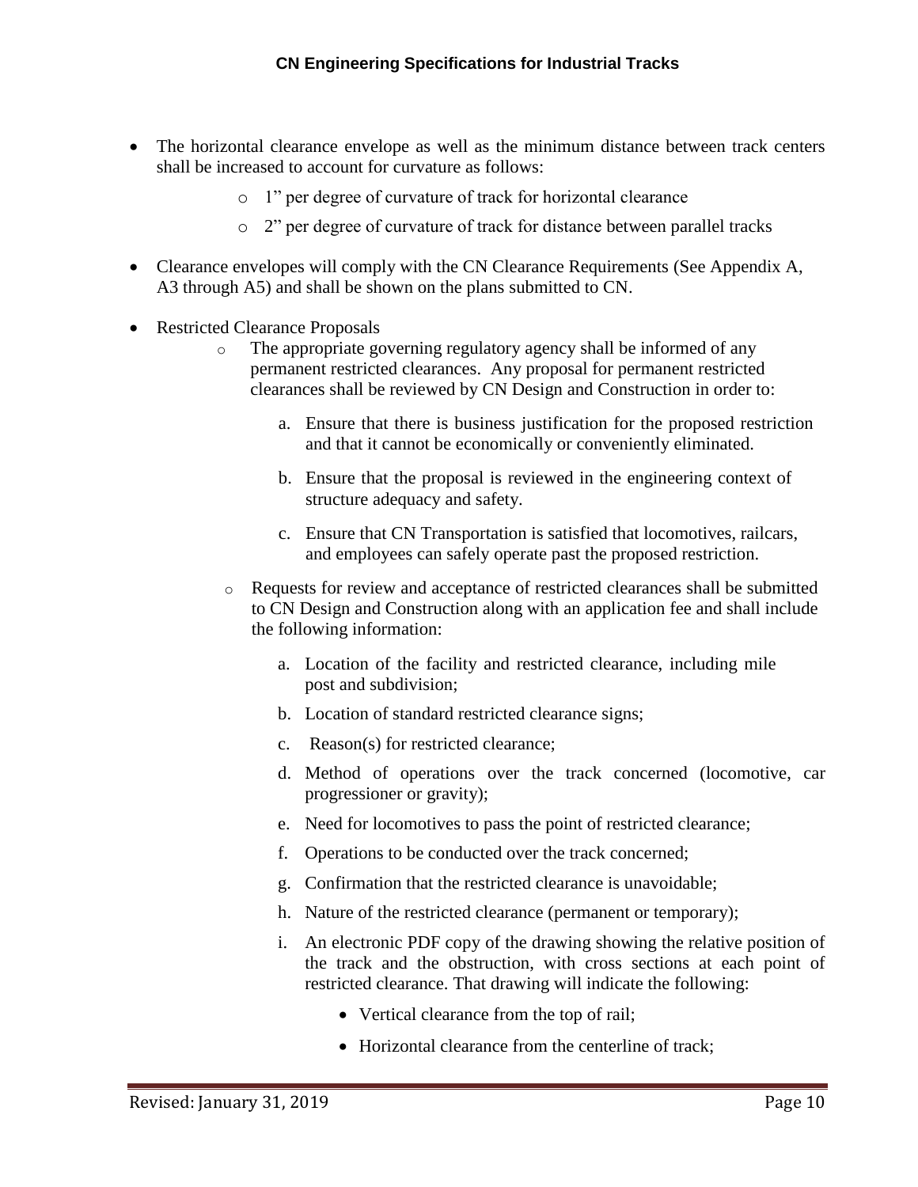- The horizontal clearance envelope as well as the minimum distance between track centers shall be increased to account for curvature as follows:
  - 1" per degree of curvature of track for horizontal clearance
  - 2" per degree of curvature of track for distance between parallel tracks
- Clearance envelopes will comply with the CN Clearance Requirements (See Appendix A, A3 through A5) and shall be shown on the plans submitted to CN.
- Restricted Clearance Proposals
  - The appropriate governing regulatory agency shall be informed of any permanent restricted clearances. Any proposal for permanent restricted clearances shall be reviewed by CN Design and Construction in order to:

    a. Ensure that there is business justification for the proposed restriction and that it cannot be economically or conveniently eliminated.

    b. Ensure that the proposal is reviewed in the engineering context of structure adequacy and safety.

    c. Ensure that CN Transportation is satisfied that locomotives, railcars, and employees can safely operate past the proposed restriction.

  - Requests for review and acceptance of restricted clearances shall be submitted to CN Design and Construction along with an application fee and shall include the following information:

    a. Location of the facility and restricted clearance, including mile post and subdivision;

    b. Location of standard restricted clearance signs;

    c. Reason(s) for restricted clearance;

    d. Method of operations over the track concerned (locomotive, car progressioner or gravity);

    e. Need for locomotives to pass the point of restricted clearance;

    f. Operations to be conducted over the track concerned;

    g. Confirmation that the restricted clearance is unavoidable;

    h. Nature of the restricted clearance (permanent or temporary);

    i. An electronic PDF copy of the drawing showing the relative position of the track and the obstruction, with cross sections at each point of restricted clearance. That drawing will indicate the following:

       - Vertical clearance from the top of rail;
       - Horizontal clearance from the centerline of track;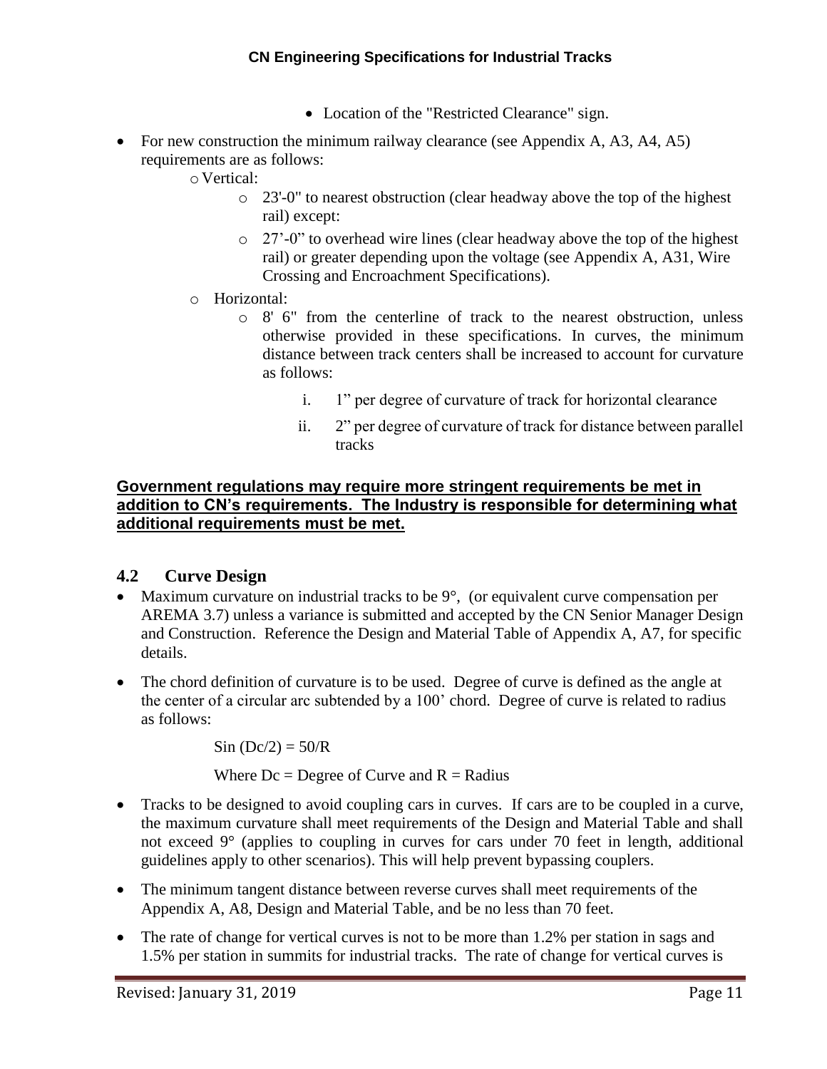- Location of the "Restricted Clearance" sign.

- For new construction the minimum railway clearance (see Appendix A, A3, A4, A5) requirements are as follows:
  - Vertical:
    - 23'-0" to nearest obstruction (clear headway above the top of the highest rail) except:
    - 27'-0" to overhead wire lines (clear headway above the top of the highest rail) or greater depending upon the voltage (see Appendix A, A31, Wire Crossing and Encroachment Specifications).
  - Horizontal:
    - 8' 6" from the centerline of track to the nearest obstruction, unless otherwise provided in these specifications. In curves, the minimum distance between track centers shall be increased to account for curvature as follows:
      i. 1" per degree of curvature of track for horizontal clearance
      ii. 2" per degree of curvature of track for distance between parallel tracks

**Government regulations may require more stringent requirements be met in addition to CN's requirements. The Industry is responsible for determining what additional requirements must be met.**

## 4.2 Curve Design

- Maximum curvature on industrial tracks to be 9°, (or equivalent curve compensation per AREMA 3.7) unless a variance is submitted and accepted by the CN Senior Manager Design and Construction. Reference the Design and Material Table of Appendix A, A7, for specific details.
- The chord definition of curvature is to be used. Degree of curve is defined as the angle at the center of a circular arc subtended by a 100' chord. Degree of curve is related to radius as follows:

  $$\sin(D_c/2) = 50/R$$

  Where $D_c$ = Degree of Curve and $R$ = Radius

- Tracks to be designed to avoid coupling cars in curves. If cars are to be coupled in a curve, the maximum curvature shall meet requirements of the Design and Material Table and shall not exceed 9° (applies to coupling in curves for cars under 70 feet in length, additional guidelines apply to other scenarios). This will help prevent bypassing couplers.
- The minimum tangent distance between reverse curves shall meet requirements of the Appendix A, A8, Design and Material Table, and be no less than 70 feet.
- The rate of change for vertical curves is not to be more than 1.2% per station in sags and 1.5% per station in summits for industrial tracks. The rate of change for vertical curves is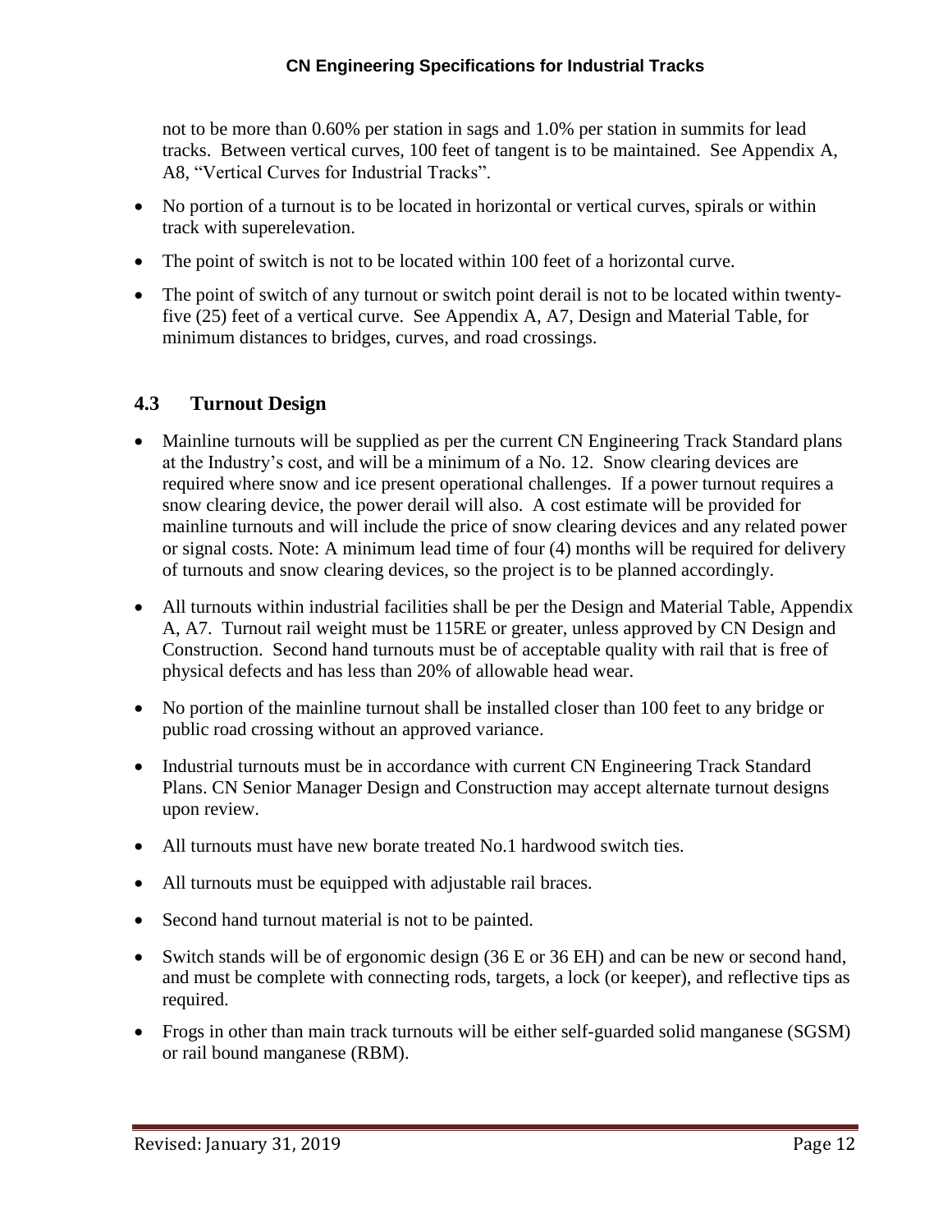not to be more than 0.60% per station in sags and 1.0% per station in summits for lead tracks. Between vertical curves, 100 feet of tangent is to be maintained. See Appendix A, A8, "Vertical Curves for Industrial Tracks".

- No portion of a turnout is to be located in horizontal or vertical curves, spirals or within track with superelevation.
- The point of switch is not to be located within 100 feet of a horizontal curve.
- The point of switch of any turnout or switch point derail is not to be located within twenty-five (25) feet of a vertical curve. See Appendix A, A7, Design and Material Table, for minimum distances to bridges, curves, and road crossings.

## 4.3 Turnout Design

- Mainline turnouts will be supplied as per the current CN Engineering Track Standard plans at the Industry's cost, and will be a minimum of a No. 12. Snow clearing devices are required where snow and ice present operational challenges. If a power turnout requires a snow clearing device, the power derail will also. A cost estimate will be provided for mainline turnouts and will include the price of snow clearing devices and any related power or signal costs. Note: A minimum lead time of four (4) months will be required for delivery of turnouts and snow clearing devices, so the project is to be planned accordingly.
- All turnouts within industrial facilities shall be per the Design and Material Table, Appendix A, A7. Turnout rail weight must be 115RE or greater, unless approved by CN Design and Construction. Second hand turnouts must be of acceptable quality with rail that is free of physical defects and has less than 20% of allowable head wear.
- No portion of the mainline turnout shall be installed closer than 100 feet to any bridge or public road crossing without an approved variance.
- Industrial turnouts must be in accordance with current CN Engineering Track Standard Plans. CN Senior Manager Design and Construction may accept alternate turnout designs upon review.
- All turnouts must have new borate treated No.1 hardwood switch ties.
- All turnouts must be equipped with adjustable rail braces.
- Second hand turnout material is not to be painted.
- Switch stands will be of ergonomic design (36 E or 36 EH) and can be new or second hand, and must be complete with connecting rods, targets, a lock (or keeper), and reflective tips as required.
- Frogs in other than main track turnouts will be either self-guarded solid manganese (SGSM) or rail bound manganese (RBM).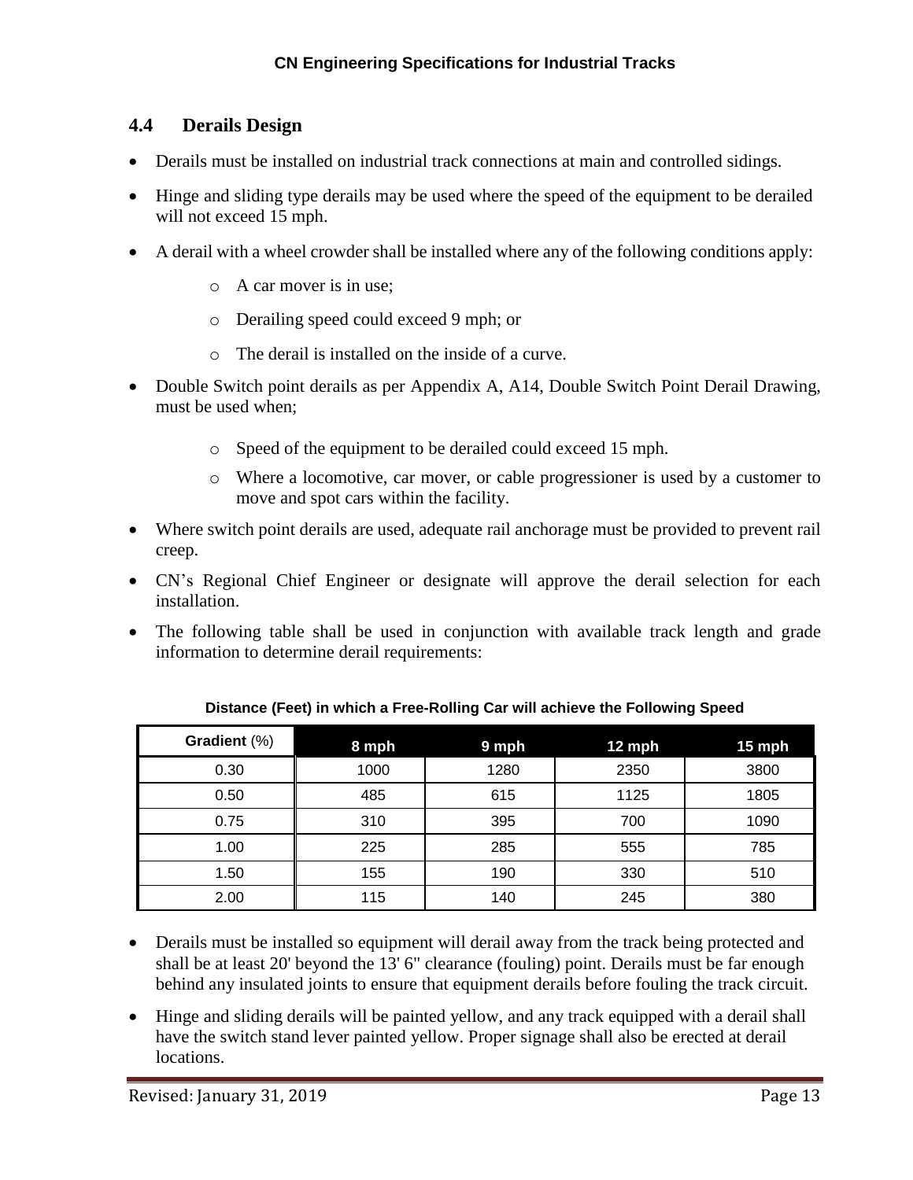## 4.4 Derails Design

- Derails must be installed on industrial track connections at main and controlled sidings.
- Hinge and sliding type derails may be used where the speed of the equipment to be derailed will not exceed 15 mph.
- A derail with a wheel crowder shall be installed where any of the following conditions apply:
  - A car mover is in use;
  - Derailing speed could exceed 9 mph; or
  - The derail is installed on the inside of a curve.
- Double Switch point derails as per Appendix A, A14, Double Switch Point Derail Drawing, must be used when;
  - Speed of the equipment to be derailed could exceed 15 mph.
  - Where a locomotive, car mover, or cable progressioner is used by a customer to move and spot cars within the facility.
- Where switch point derails are used, adequate rail anchorage must be provided to prevent rail creep.
- CN's Regional Chief Engineer or designate will approve the derail selection for each installation.
- The following table shall be used in conjunction with available track length and grade information to determine derail requirements:

**Distance (Feet) in which a Free-Rolling Car will achieve the Following Speed**

| **Gradient** (%) | **8 mph** | **9 mph** | **12 mph** | **15 mph** |
|---|---|---|---|---|
| 0.30 | 1000 | 1280 | 2350 | 3800 |
| 0.50 | 485 | 615 | 1125 | 1805 |
| 0.75 | 310 | 395 | 700 | 1090 |
| 1.00 | 225 | 285 | 555 | 785 |
| 1.50 | 155 | 190 | 330 | 510 |
| 2.00 | 115 | 140 | 245 | 380 |

- Derails must be installed so equipment will derail away from the track being protected and shall be at least 20' beyond the 13' 6" clearance (fouling) point. Derails must be far enough behind any insulated joints to ensure that equipment derails before fouling the track circuit.
- Hinge and sliding derails will be painted yellow, and any track equipped with a derail shall have the switch stand lever painted yellow. Proper signage shall also be erected at derail locations.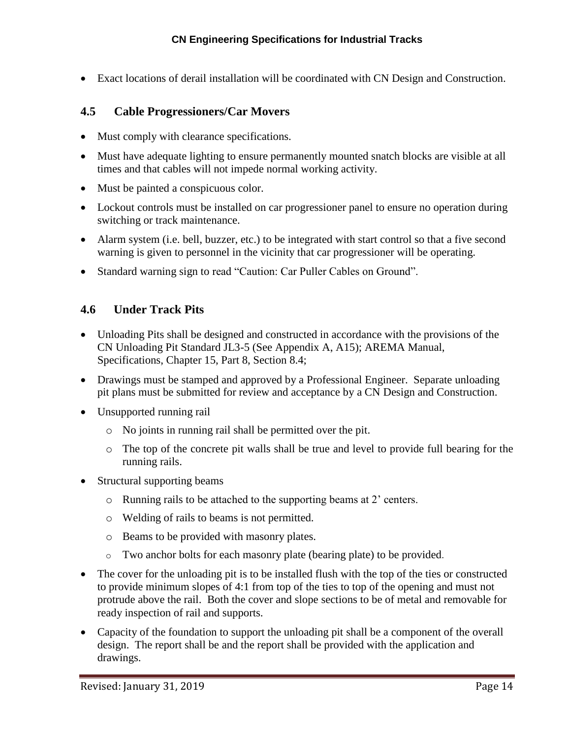- Exact locations of derail installation will be coordinated with CN Design and Construction.

## 4.5 Cable Progressioners/Car Movers

- Must comply with clearance specifications.
- Must have adequate lighting to ensure permanently mounted snatch blocks are visible at all times and that cables will not impede normal working activity.
- Must be painted a conspicuous color.
- Lockout controls must be installed on car progressioner panel to ensure no operation during switching or track maintenance.
- Alarm system (i.e. bell, buzzer, etc.) to be integrated with start control so that a five second warning is given to personnel in the vicinity that car progressioner will be operating.
- Standard warning sign to read "Caution: Car Puller Cables on Ground".

## 4.6 Under Track Pits

- Unloading Pits shall be designed and constructed in accordance with the provisions of the CN Unloading Pit Standard JL3-5 (See Appendix A, A15); AREMA Manual, Specifications, Chapter 15, Part 8, Section 8.4;
- Drawings must be stamped and approved by a Professional Engineer. Separate unloading pit plans must be submitted for review and acceptance by a CN Design and Construction.
- Unsupported running rail
  - No joints in running rail shall be permitted over the pit.
  - The top of the concrete pit walls shall be true and level to provide full bearing for the running rails.
- Structural supporting beams
  - Running rails to be attached to the supporting beams at 2' centers.
  - Welding of rails to beams is not permitted.
  - Beams to be provided with masonry plates.
  - Two anchor bolts for each masonry plate (bearing plate) to be provided.
- The cover for the unloading pit is to be installed flush with the top of the ties or constructed to provide minimum slopes of 4:1 from top of the ties to top of the opening and must not protrude above the rail. Both the cover and slope sections to be of metal and removable for ready inspection of rail and supports.
- Capacity of the foundation to support the unloading pit shall be a component of the overall design. The report shall be and the report shall be provided with the application and drawings.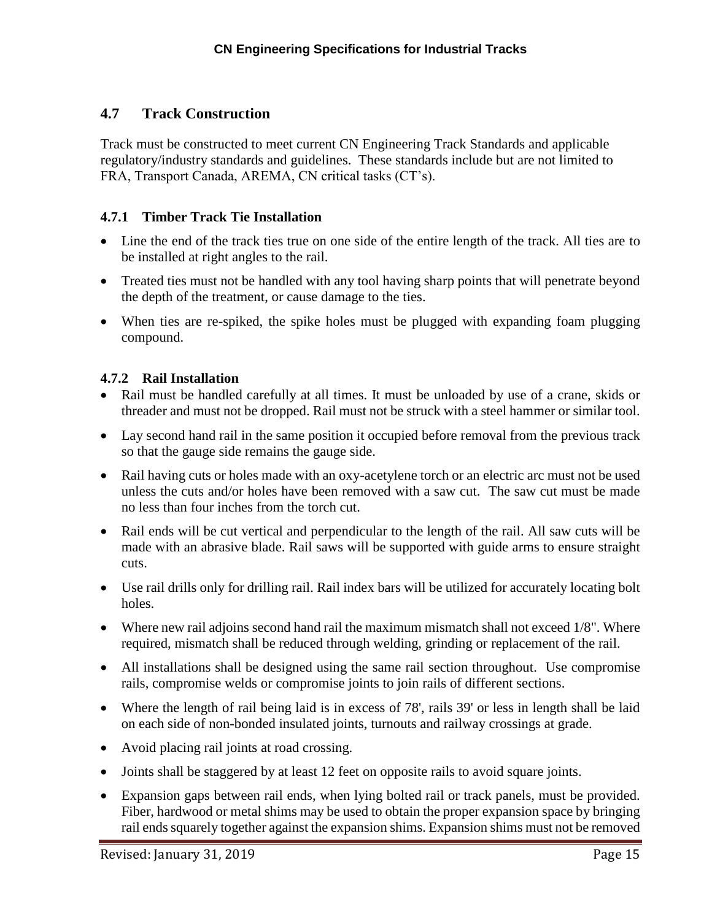## 4.7 Track Construction

Track must be constructed to meet current CN Engineering Track Standards and applicable regulatory/industry standards and guidelines. These standards include but are not limited to FRA, Transport Canada, AREMA, CN critical tasks (CT's).

### 4.7.1 Timber Track Tie Installation

- Line the end of the track ties true on one side of the entire length of the track. All ties are to be installed at right angles to the rail.
- Treated ties must not be handled with any tool having sharp points that will penetrate beyond the depth of the treatment, or cause damage to the ties.
- When ties are re-spiked, the spike holes must be plugged with expanding foam plugging compound.

### 4.7.2 Rail Installation

- Rail must be handled carefully at all times. It must be unloaded by use of a crane, skids or threader and must not be dropped. Rail must not be struck with a steel hammer or similar tool.
- Lay second hand rail in the same position it occupied before removal from the previous track so that the gauge side remains the gauge side.
- Rail having cuts or holes made with an oxy-acetylene torch or an electric arc must not be used unless the cuts and/or holes have been removed with a saw cut. The saw cut must be made no less than four inches from the torch cut.
- Rail ends will be cut vertical and perpendicular to the length of the rail. All saw cuts will be made with an abrasive blade. Rail saws will be supported with guide arms to ensure straight cuts.
- Use rail drills only for drilling rail. Rail index bars will be utilized for accurately locating bolt holes.
- Where new rail adjoins second hand rail the maximum mismatch shall not exceed 1/8". Where required, mismatch shall be reduced through welding, grinding or replacement of the rail.
- All installations shall be designed using the same rail section throughout. Use compromise rails, compromise welds or compromise joints to join rails of different sections.
- Where the length of rail being laid is in excess of 78', rails 39' or less in length shall be laid on each side of non-bonded insulated joints, turnouts and railway crossings at grade.
- Avoid placing rail joints at road crossing.
- Joints shall be staggered by at least 12 feet on opposite rails to avoid square joints.
- Expansion gaps between rail ends, when lying bolted rail or track panels, must be provided. Fiber, hardwood or metal shims may be used to obtain the proper expansion space by bringing rail ends squarely together against the expansion shims. Expansion shims must not be removed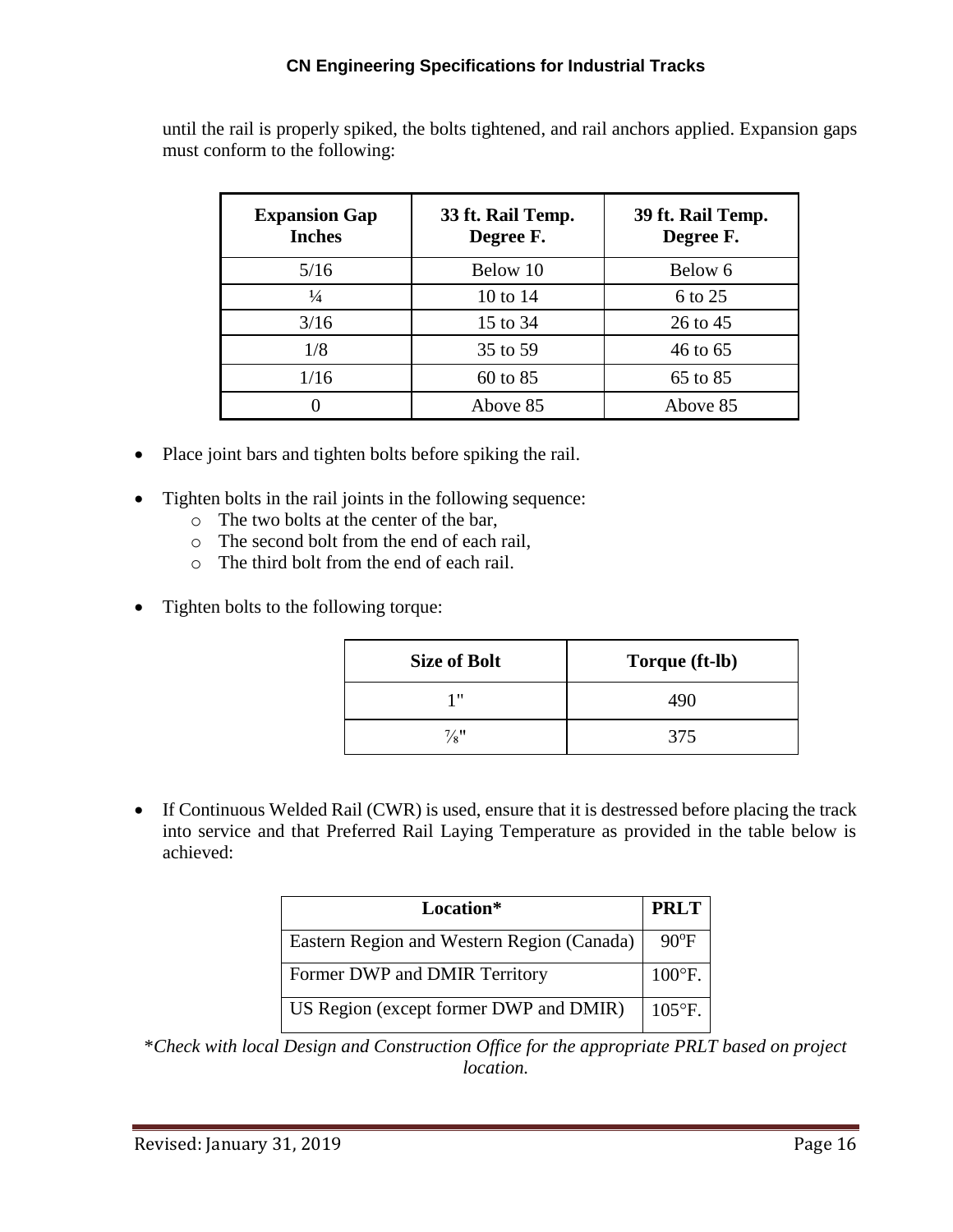until the rail is properly spiked, the bolts tightened, and rail anchors applied. Expansion gaps must conform to the following:

| Expansion Gap Inches | 33 ft. Rail Temp. Degree F. | 39 ft. Rail Temp. Degree F. |
|---|---|---|
| 5/16 | Below 10 | Below 6 |
| ¼ | 10 to 14 | 6 to 25 |
| 3/16 | 15 to 34 | 26 to 45 |
| 1/8 | 35 to 59 | 46 to 65 |
| 1/16 | 60 to 85 | 65 to 85 |
| 0 | Above 85 | Above 85 |

- Place joint bars and tighten bolts before spiking the rail.
- Tighten bolts in the rail joints in the following sequence:
  - The two bolts at the center of the bar,
  - The second bolt from the end of each rail,
  - The third bolt from the end of each rail.
- Tighten bolts to the following torque:

| Size of Bolt | Torque (ft-lb) |
|---|---|
| 1" | 490 |
| ⅞" | 375 |

- If Continuous Welded Rail (CWR) is used, ensure that it is destressed before placing the track into service and that Preferred Rail Laying Temperature as provided in the table below is achieved:

| Location* | PRLT |
|---|---|
| Eastern Region and Western Region (Canada) | 90°F |
| Former DWP and DMIR Territory | 100°F. |
| US Region (except former DWP and DMIR) | 105°F. |

*\*Check with local Design and Construction Office for the appropriate PRLT based on project location.*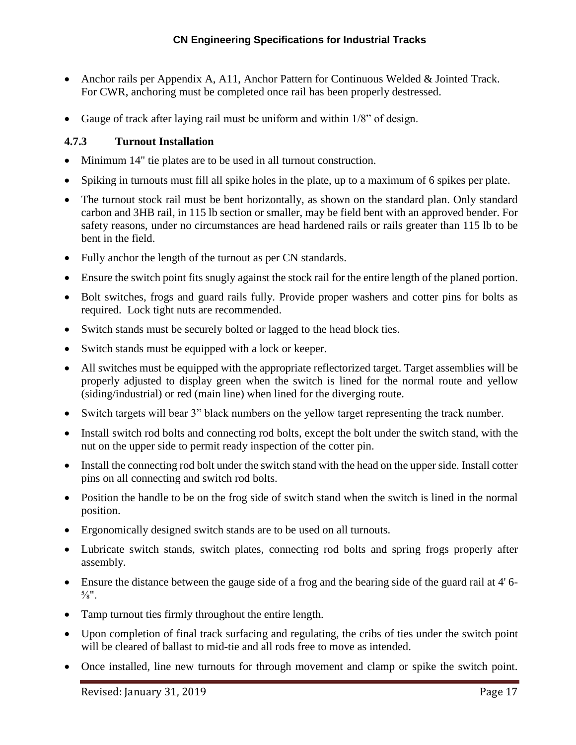- Anchor rails per Appendix A, A11, Anchor Pattern for Continuous Welded & Jointed Track. For CWR, anchoring must be completed once rail has been properly destressed.
- Gauge of track after laying rail must be uniform and within 1/8" of design.

### 4.7.3 Turnout Installation

- Minimum 14" tie plates are to be used in all turnout construction.
- Spiking in turnouts must fill all spike holes in the plate, up to a maximum of 6 spikes per plate.
- The turnout stock rail must be bent horizontally, as shown on the standard plan. Only standard carbon and 3HB rail, in 115 lb section or smaller, may be field bent with an approved bender. For safety reasons, under no circumstances are head hardened rails or rails greater than 115 lb to be bent in the field.
- Fully anchor the length of the turnout as per CN standards.
- Ensure the switch point fits snugly against the stock rail for the entire length of the planed portion.
- Bolt switches, frogs and guard rails fully. Provide proper washers and cotter pins for bolts as required. Lock tight nuts are recommended.
- Switch stands must be securely bolted or lagged to the head block ties.
- Switch stands must be equipped with a lock or keeper.
- All switches must be equipped with the appropriate reflectorized target. Target assemblies will be properly adjusted to display green when the switch is lined for the normal route and yellow (siding/industrial) or red (main line) when lined for the diverging route.
- Switch targets will bear 3" black numbers on the yellow target representing the track number.
- Install switch rod bolts and connecting rod bolts, except the bolt under the switch stand, with the nut on the upper side to permit ready inspection of the cotter pin.
- Install the connecting rod bolt under the switch stand with the head on the upper side. Install cotter pins on all connecting and switch rod bolts.
- Position the handle to be on the frog side of switch stand when the switch is lined in the normal position.
- Ergonomically designed switch stands are to be used on all turnouts.
- Lubricate switch stands, switch plates, connecting rod bolts and spring frogs properly after assembly.
- Ensure the distance between the gauge side of a frog and the bearing side of the guard rail at 4' 6-⅝".
- Tamp turnout ties firmly throughout the entire length.
- Upon completion of final track surfacing and regulating, the cribs of ties under the switch point will be cleared of ballast to mid-tie and all rods free to move as intended.
- Once installed, line new turnouts for through movement and clamp or spike the switch point.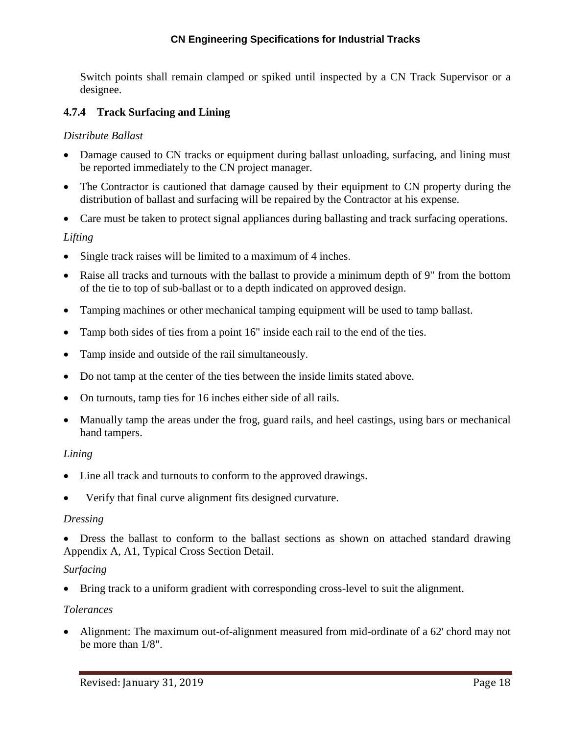Switch points shall remain clamped or spiked until inspected by a CN Track Supervisor or a designee.

### 4.7.4 Track Surfacing and Lining

*Distribute Ballast*

- Damage caused to CN tracks or equipment during ballast unloading, surfacing, and lining must be reported immediately to the CN project manager.
- The Contractor is cautioned that damage caused by their equipment to CN property during the distribution of ballast and surfacing will be repaired by the Contractor at his expense.
- Care must be taken to protect signal appliances during ballasting and track surfacing operations.

*Lifting*

- Single track raises will be limited to a maximum of 4 inches.
- Raise all tracks and turnouts with the ballast to provide a minimum depth of 9" from the bottom of the tie to top of sub-ballast or to a depth indicated on approved design.
- Tamping machines or other mechanical tamping equipment will be used to tamp ballast.
- Tamp both sides of ties from a point 16" inside each rail to the end of the ties.
- Tamp inside and outside of the rail simultaneously.
- Do not tamp at the center of the ties between the inside limits stated above.
- On turnouts, tamp ties for 16 inches either side of all rails.
- Manually tamp the areas under the frog, guard rails, and heel castings, using bars or mechanical hand tampers.

*Lining*

- Line all track and turnouts to conform to the approved drawings.
- Verify that final curve alignment fits designed curvature.

*Dressing*

- Dress the ballast to conform to the ballast sections as shown on attached standard drawing Appendix A, A1, Typical Cross Section Detail.

*Surfacing*

- Bring track to a uniform gradient with corresponding cross-level to suit the alignment.

*Tolerances*

- Alignment: The maximum out-of-alignment measured from mid-ordinate of a 62' chord may not be more than 1/8".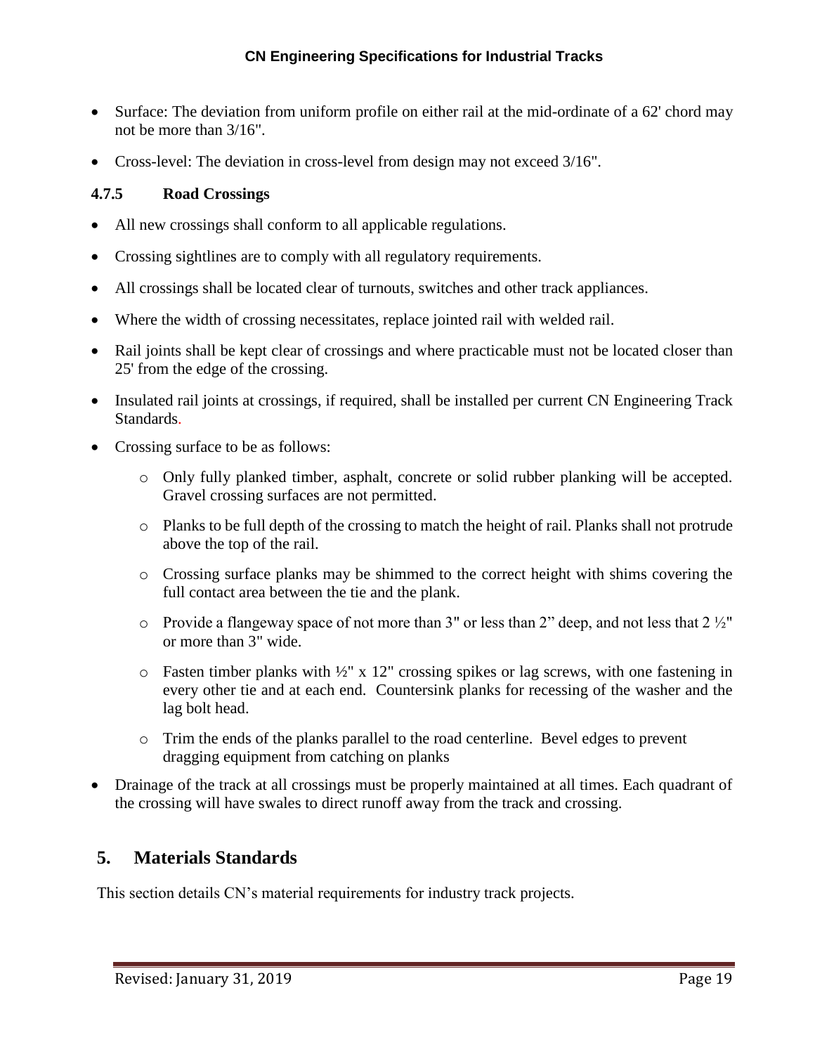- Surface: The deviation from uniform profile on either rail at the mid-ordinate of a 62' chord may not be more than 3/16".
- Cross-level: The deviation in cross-level from design may not exceed 3/16".

### 4.7.5 Road Crossings

- All new crossings shall conform to all applicable regulations.
- Crossing sightlines are to comply with all regulatory requirements.
- All crossings shall be located clear of turnouts, switches and other track appliances.
- Where the width of crossing necessitates, replace jointed rail with welded rail.
- Rail joints shall be kept clear of crossings and where practicable must not be located closer than 25' from the edge of the crossing.
- Insulated rail joints at crossings, if required, shall be installed per current CN Engineering Track Standards.
- Crossing surface to be as follows:
  - Only fully planked timber, asphalt, concrete or solid rubber planking will be accepted. Gravel crossing surfaces are not permitted.
  - Planks to be full depth of the crossing to match the height of rail. Planks shall not protrude above the top of the rail.
  - Crossing surface planks may be shimmed to the correct height with shims covering the full contact area between the tie and the plank.
  - Provide a flangeway space of not more than 3" or less than 2" deep, and not less that 2 ½" or more than 3" wide.
  - Fasten timber planks with ½" x 12" crossing spikes or lag screws, with one fastening in every other tie and at each end. Countersink planks for recessing of the washer and the lag bolt head.
  - Trim the ends of the planks parallel to the road centerline. Bevel edges to prevent dragging equipment from catching on planks
- Drainage of the track at all crossings must be properly maintained at all times. Each quadrant of the crossing will have swales to direct runoff away from the track and crossing.

## 5. Materials Standards

This section details CN's material requirements for industry track projects.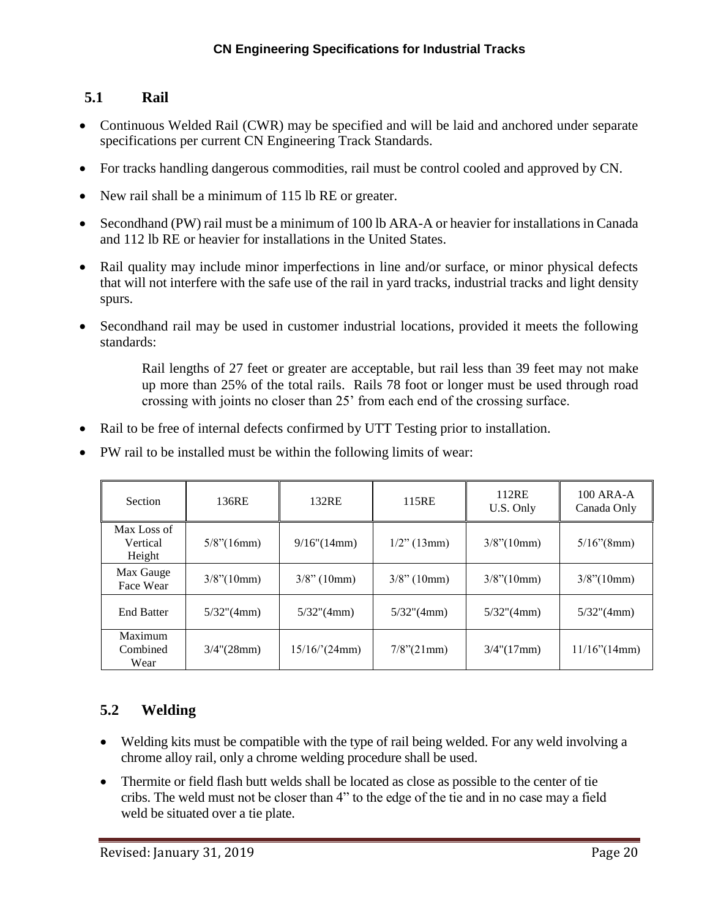## 5.1 Rail

- Continuous Welded Rail (CWR) may be specified and will be laid and anchored under separate specifications per current CN Engineering Track Standards.
- For tracks handling dangerous commodities, rail must be control cooled and approved by CN.
- New rail shall be a minimum of 115 lb RE or greater.
- Secondhand (PW) rail must be a minimum of 100 lb ARA-A or heavier for installations in Canada and 112 lb RE or heavier for installations in the United States.
- Rail quality may include minor imperfections in line and/or surface, or minor physical defects that will not interfere with the safe use of the rail in yard tracks, industrial tracks and light density spurs.
- Secondhand rail may be used in customer industrial locations, provided it meets the following standards:

  Rail lengths of 27 feet or greater are acceptable, but rail less than 39 feet may not make up more than 25% of the total rails. Rails 78 foot or longer must be used through road crossing with joints no closer than 25' from each end of the crossing surface.

- Rail to be free of internal defects confirmed by UTT Testing prior to installation.
- PW rail to be installed must be within the following limits of wear:

| Section | 136RE | 132RE | 115RE | 112RE U.S. Only | 100 ARA-A Canada Only |
|---|---|---|---|---|---|
| Max Loss of Vertical Height | 5/8"(16mm) | 9/16"(14mm) | 1/2" (13mm) | 3/8"(10mm) | 5/16"(8mm) |
| Max Gauge Face Wear | 3/8"(10mm) | 3/8" (10mm) | 3/8" (10mm) | 3/8"(10mm) | 3/8"(10mm) |
| End Batter | 5/32"(4mm) | 5/32"(4mm) | 5/32"(4mm) | 5/32"(4mm) | 5/32"(4mm) |
| Maximum Combined Wear | 3/4"(28mm) | 15/16/'(24mm) | 7/8"(21mm) | 3/4"(17mm) | 11/16"(14mm) |

## 5.2 Welding

- Welding kits must be compatible with the type of rail being welded. For any weld involving a chrome alloy rail, only a chrome welding procedure shall be used.
- Thermite or field flash butt welds shall be located as close as possible to the center of tie cribs. The weld must not be closer than 4" to the edge of the tie and in no case may a field weld be situated over a tie plate.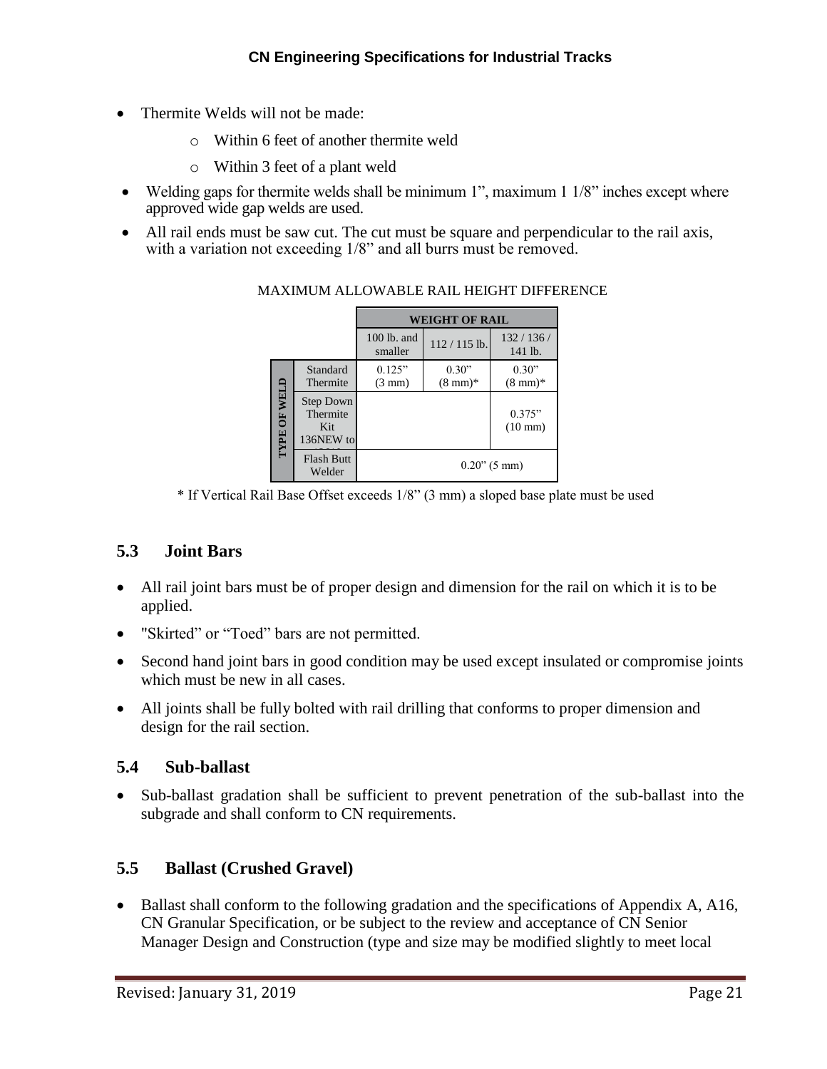- Thermite Welds will not be made:
  - Within 6 feet of another thermite weld
  - Within 3 feet of a plant weld
- Welding gaps for thermite welds shall be minimum 1", maximum 1 1/8" inches except where approved wide gap welds are used.
- All rail ends must be saw cut. The cut must be square and perpendicular to the rail axis, with a variation not exceeding 1/8" and all burrs must be removed.

MAXIMUM ALLOWABLE RAIL HEIGHT DIFFERENCE

| | | WEIGHT OF RAIL | | |
|---|---|---|---|---|
| | | 100 lb. and smaller | 112 / 115 lb. | 132 / 136 / 141 lb. |
| TYPE OF WELD | Standard Thermite | 0.125" (3 mm) | 0.30" (8 mm)* | 0.30" (8 mm)* |
| | Step Down Thermite Kit 136NEW to | | | 0.375" (10 mm) |
| | Flash Butt Welder | 0.20" (5 mm) | | |

\* If Vertical Rail Base Offset exceeds 1/8" (3 mm) a sloped base plate must be used

## 5.3 Joint Bars

- All rail joint bars must be of proper design and dimension for the rail on which it is to be applied.
- "Skirted" or "Toed" bars are not permitted.
- Second hand joint bars in good condition may be used except insulated or compromise joints which must be new in all cases.
- All joints shall be fully bolted with rail drilling that conforms to proper dimension and design for the rail section.

## 5.4 Sub-ballast

- Sub-ballast gradation shall be sufficient to prevent penetration of the sub-ballast into the subgrade and shall conform to CN requirements.

## 5.5 Ballast (Crushed Gravel)

- Ballast shall conform to the following gradation and the specifications of Appendix A, A16, CN Granular Specification, or be subject to the review and acceptance of CN Senior Manager Design and Construction (type and size may be modified slightly to meet local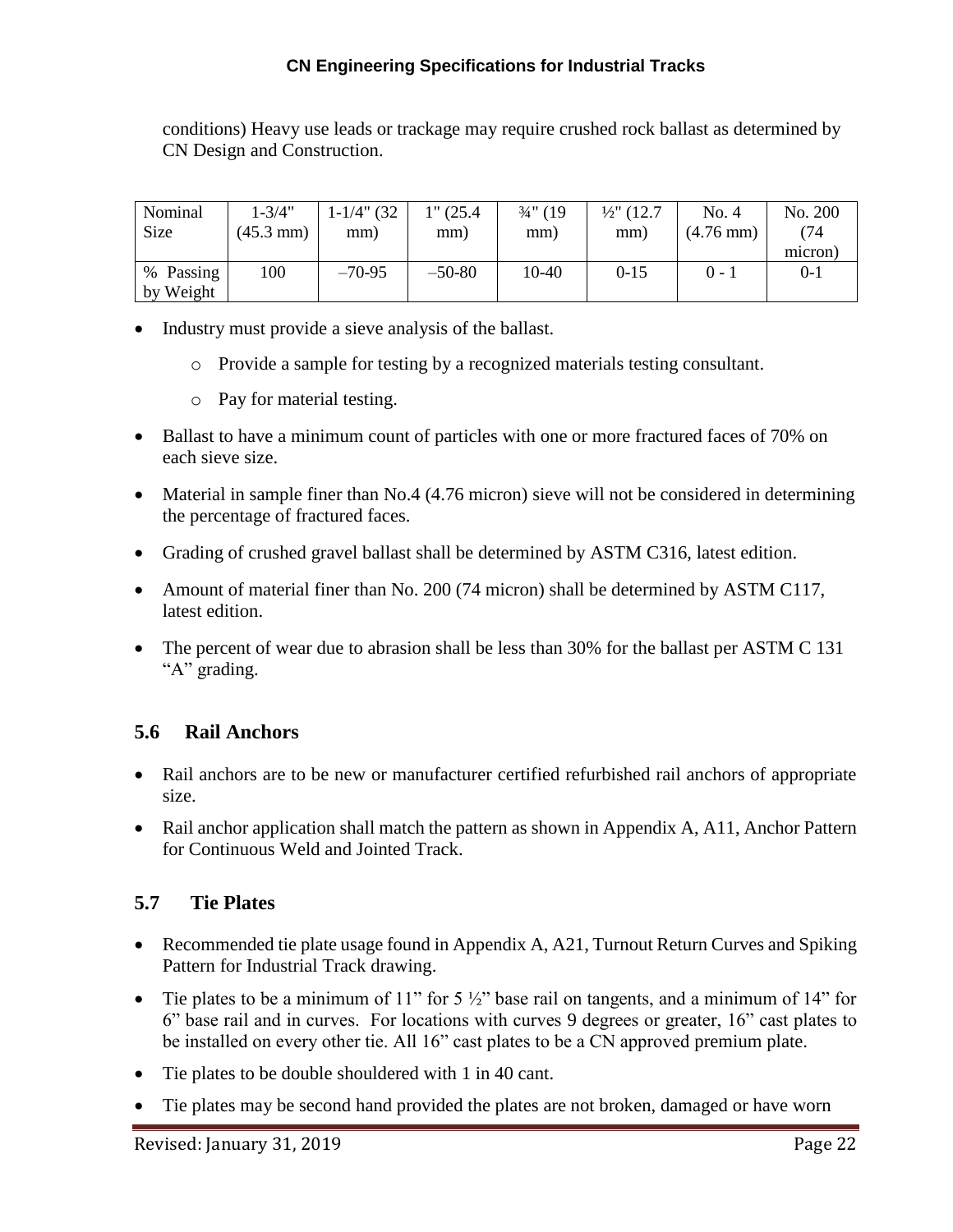conditions) Heavy use leads or trackage may require crushed rock ballast as determined by CN Design and Construction.

| Nominal Size | 1-3/4" (45.3 mm) | 1-1/4" (32 mm) | 1" (25.4 mm) | ¾" (19 mm) | ½" (12.7 mm) | No. 4 (4.76 mm) | No. 200 (74 micron) |
|---|---|---|---|---|---|---|---|
| % Passing by Weight | 100 | –70-95 | –50-80 | 10-40 | 0-15 | 0 - 1 | 0-1 |

- Industry must provide a sieve analysis of the ballast.
    - Provide a sample for testing by a recognized materials testing consultant.
    - Pay for material testing.
- Ballast to have a minimum count of particles with one or more fractured faces of 70% on each sieve size.
- Material in sample finer than No.4 (4.76 micron) sieve will not be considered in determining the percentage of fractured faces.
- Grading of crushed gravel ballast shall be determined by ASTM C316, latest edition.
- Amount of material finer than No. 200 (74 micron) shall be determined by ASTM C117, latest edition.
- The percent of wear due to abrasion shall be less than 30% for the ballast per ASTM C 131 "A" grading.

## 5.6 Rail Anchors

- Rail anchors are to be new or manufacturer certified refurbished rail anchors of appropriate size.
- Rail anchor application shall match the pattern as shown in Appendix A, A11, Anchor Pattern for Continuous Weld and Jointed Track.

## 5.7 Tie Plates

- Recommended tie plate usage found in Appendix A, A21, Turnout Return Curves and Spiking Pattern for Industrial Track drawing.
- Tie plates to be a minimum of 11" for 5 ½" base rail on tangents, and a minimum of 14" for 6" base rail and in curves. For locations with curves 9 degrees or greater, 16" cast plates to be installed on every other tie. All 16" cast plates to be a CN approved premium plate.
- Tie plates to be double shouldered with 1 in 40 cant.
- Tie plates may be second hand provided the plates are not broken, damaged or have worn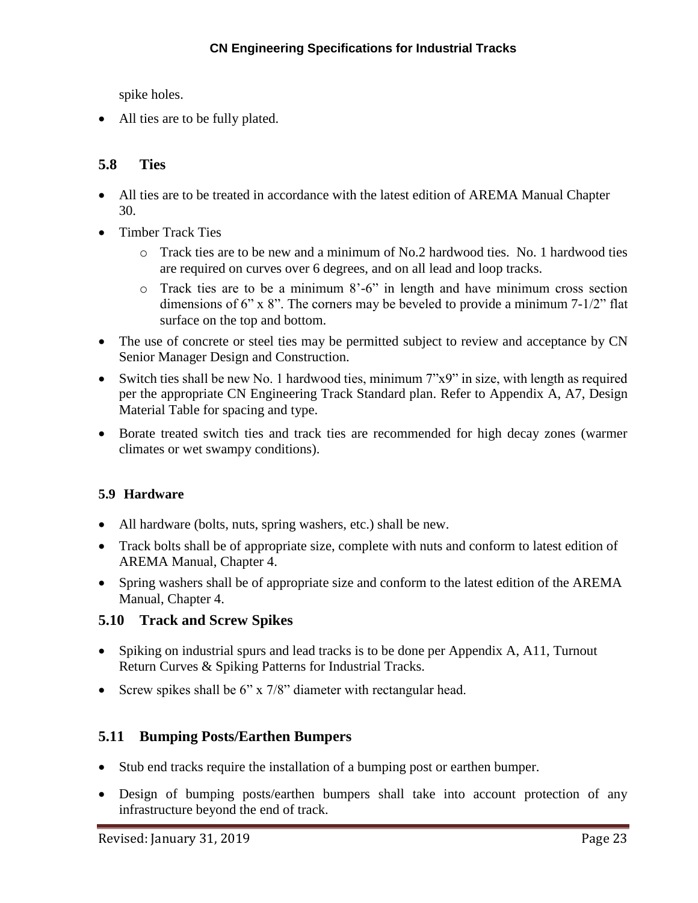spike holes.

- All ties are to be fully plated.

## 5.8 Ties

- All ties are to be treated in accordance with the latest edition of AREMA Manual Chapter 30.
- Timber Track Ties
  - Track ties are to be new and a minimum of No.2 hardwood ties. No. 1 hardwood ties are required on curves over 6 degrees, and on all lead and loop tracks.
  - Track ties are to be a minimum 8'-6" in length and have minimum cross section dimensions of 6" x 8". The corners may be beveled to provide a minimum 7-1/2" flat surface on the top and bottom.
- The use of concrete or steel ties may be permitted subject to review and acceptance by CN Senior Manager Design and Construction.
- Switch ties shall be new No. 1 hardwood ties, minimum 7"x9" in size, with length as required per the appropriate CN Engineering Track Standard plan. Refer to Appendix A, A7, Design Material Table for spacing and type.
- Borate treated switch ties and track ties are recommended for high decay zones (warmer climates or wet swampy conditions).

### 5.9 Hardware

- All hardware (bolts, nuts, spring washers, etc.) shall be new.
- Track bolts shall be of appropriate size, complete with nuts and conform to latest edition of AREMA Manual, Chapter 4.
- Spring washers shall be of appropriate size and conform to the latest edition of the AREMA Manual, Chapter 4.

## 5.10 Track and Screw Spikes

- Spiking on industrial spurs and lead tracks is to be done per Appendix A, A11, Turnout Return Curves & Spiking Patterns for Industrial Tracks.
- Screw spikes shall be 6" x 7/8" diameter with rectangular head.

## 5.11 Bumping Posts/Earthen Bumpers

- Stub end tracks require the installation of a bumping post or earthen bumper.
- Design of bumping posts/earthen bumpers shall take into account protection of any infrastructure beyond the end of track.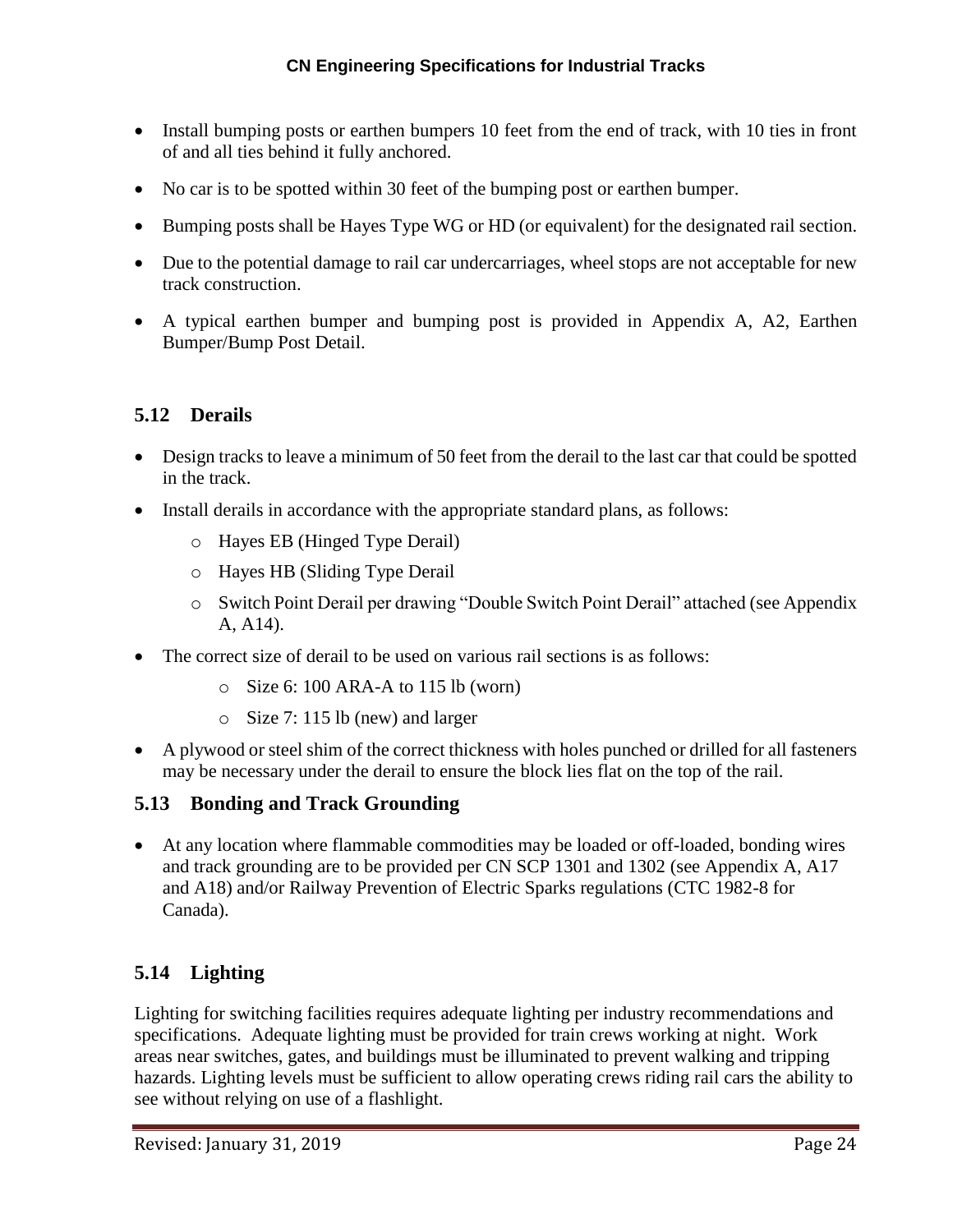- Install bumping posts or earthen bumpers 10 feet from the end of track, with 10 ties in front of and all ties behind it fully anchored.
- No car is to be spotted within 30 feet of the bumping post or earthen bumper.
- Bumping posts shall be Hayes Type WG or HD (or equivalent) for the designated rail section.
- Due to the potential damage to rail car undercarriages, wheel stops are not acceptable for new track construction.
- A typical earthen bumper and bumping post is provided in Appendix A, A2, Earthen Bumper/Bump Post Detail.

## 5.12 Derails

- Design tracks to leave a minimum of 50 feet from the derail to the last car that could be spotted in the track.
- Install derails in accordance with the appropriate standard plans, as follows:
  - Hayes EB (Hinged Type Derail)
  - Hayes HB (Sliding Type Derail
  - Switch Point Derail per drawing "Double Switch Point Derail" attached (see Appendix A, A14).
- The correct size of derail to be used on various rail sections is as follows:
  - Size 6: 100 ARA-A to 115 lb (worn)
  - Size 7: 115 lb (new) and larger
- A plywood or steel shim of the correct thickness with holes punched or drilled for all fasteners may be necessary under the derail to ensure the block lies flat on the top of the rail.

## 5.13 Bonding and Track Grounding

- At any location where flammable commodities may be loaded or off-loaded, bonding wires and track grounding are to be provided per CN SCP 1301 and 1302 (see Appendix A, A17 and A18) and/or Railway Prevention of Electric Sparks regulations (CTC 1982-8 for Canada).

## 5.14 Lighting

Lighting for switching facilities requires adequate lighting per industry recommendations and specifications. Adequate lighting must be provided for train crews working at night. Work areas near switches, gates, and buildings must be illuminated to prevent walking and tripping hazards. Lighting levels must be sufficient to allow operating crews riding rail cars the ability to see without relying on use of a flashlight.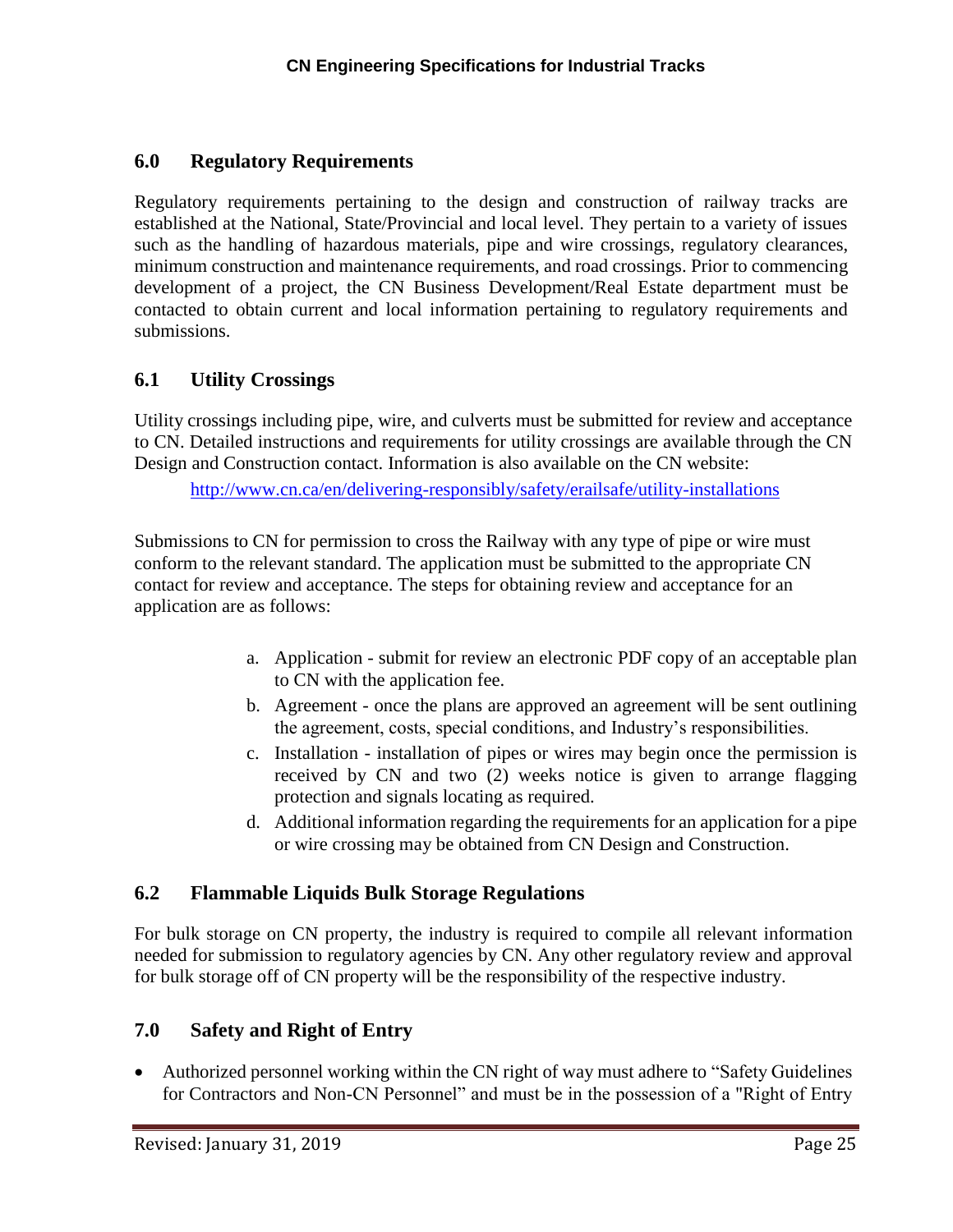## 6.0 Regulatory Requirements

Regulatory requirements pertaining to the design and construction of railway tracks are established at the National, State/Provincial and local level. They pertain to a variety of issues such as the handling of hazardous materials, pipe and wire crossings, regulatory clearances, minimum construction and maintenance requirements, and road crossings. Prior to commencing development of a project, the CN Business Development/Real Estate department must be contacted to obtain current and local information pertaining to regulatory requirements and submissions.

## 6.1 Utility Crossings

Utility crossings including pipe, wire, and culverts must be submitted for review and acceptance to CN. Detailed instructions and requirements for utility crossings are available through the CN Design and Construction contact. Information is also available on the CN website:

http://www.cn.ca/en/delivering-responsibly/safety/erailsafe/utility-installations

Submissions to CN for permission to cross the Railway with any type of pipe or wire must conform to the relevant standard. The application must be submitted to the appropriate CN contact for review and acceptance. The steps for obtaining review and acceptance for an application are as follows:

a. Application - submit for review an electronic PDF copy of an acceptable plan to CN with the application fee.
b. Agreement - once the plans are approved an agreement will be sent outlining the agreement, costs, special conditions, and Industry's responsibilities.
c. Installation - installation of pipes or wires may begin once the permission is received by CN and two (2) weeks notice is given to arrange flagging protection and signals locating as required.
d. Additional information regarding the requirements for an application for a pipe or wire crossing may be obtained from CN Design and Construction.

## 6.2 Flammable Liquids Bulk Storage Regulations

For bulk storage on CN property, the industry is required to compile all relevant information needed for submission to regulatory agencies by CN. Any other regulatory review and approval for bulk storage off of CN property will be the responsibility of the respective industry.

## 7.0 Safety and Right of Entry

- Authorized personnel working within the CN right of way must adhere to "Safety Guidelines for Contractors and Non-CN Personnel" and must be in the possession of a "Right of Entry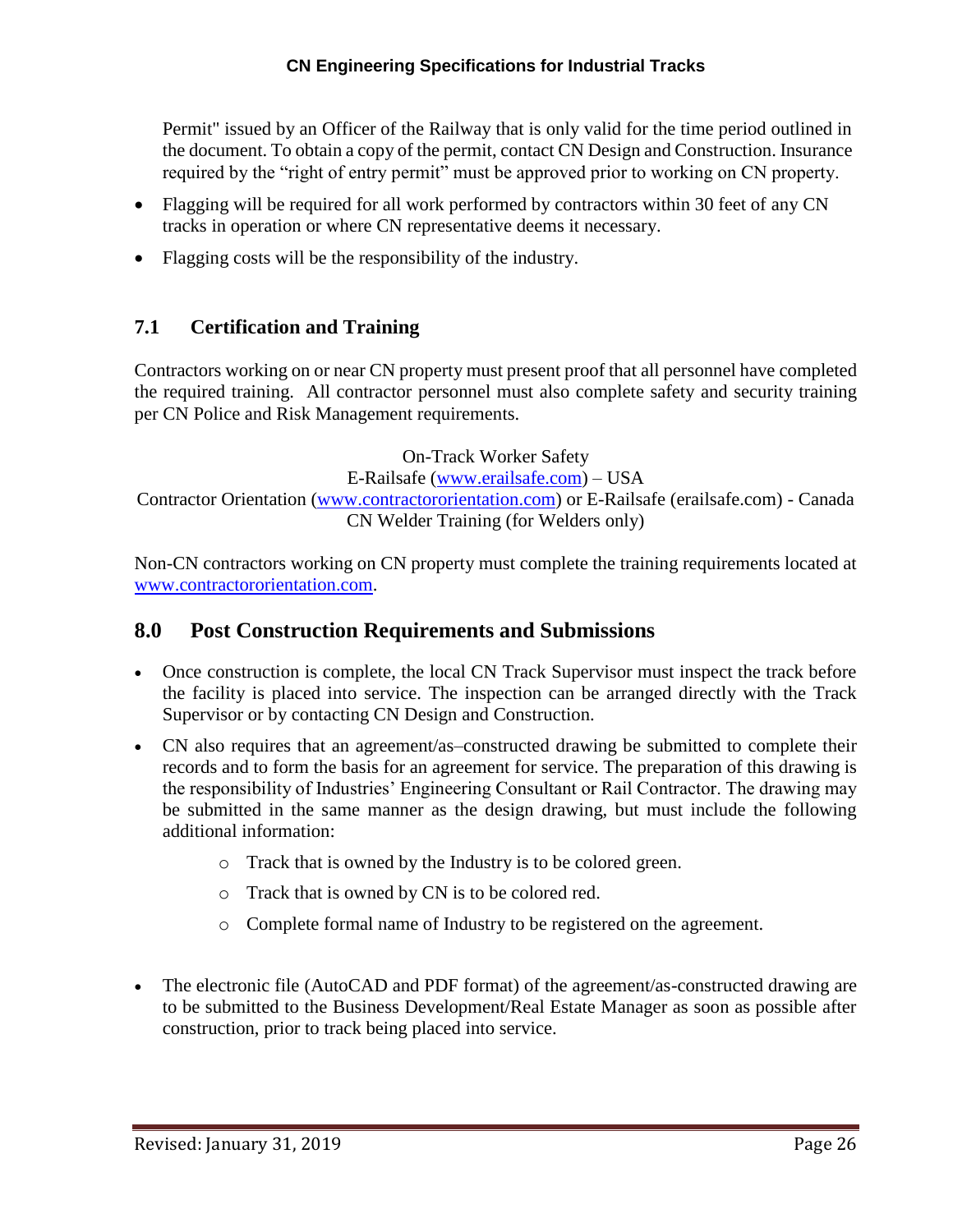Permit" issued by an Officer of the Railway that is only valid for the time period outlined in the document. To obtain a copy of the permit, contact CN Design and Construction. Insurance required by the "right of entry permit" must be approved prior to working on CN property.

- Flagging will be required for all work performed by contractors within 30 feet of any CN tracks in operation or where CN representative deems it necessary.
- Flagging costs will be the responsibility of the industry.

### 7.1 Certification and Training

Contractors working on or near CN property must present proof that all personnel have completed the required training. All contractor personnel must also complete safety and security training per CN Police and Risk Management requirements.

On-Track Worker Safety
E-Railsafe (www.erailsafe.com) – USA
Contractor Orientation (www.contractororientation.com) or E-Railsafe (erailsafe.com) - Canada
CN Welder Training (for Welders only)

Non-CN contractors working on CN property must complete the training requirements located at www.contractororientation.com.

## 8.0 Post Construction Requirements and Submissions

- Once construction is complete, the local CN Track Supervisor must inspect the track before the facility is placed into service. The inspection can be arranged directly with the Track Supervisor or by contacting CN Design and Construction.
- CN also requires that an agreement/as–constructed drawing be submitted to complete their records and to form the basis for an agreement for service. The preparation of this drawing is the responsibility of Industries' Engineering Consultant or Rail Contractor. The drawing may be submitted in the same manner as the design drawing, but must include the following additional information:
  - Track that is owned by the Industry is to be colored green.
  - Track that is owned by CN is to be colored red.
  - Complete formal name of Industry to be registered on the agreement.
- The electronic file (AutoCAD and PDF format) of the agreement/as-constructed drawing are to be submitted to the Business Development/Real Estate Manager as soon as possible after construction, prior to track being placed into service.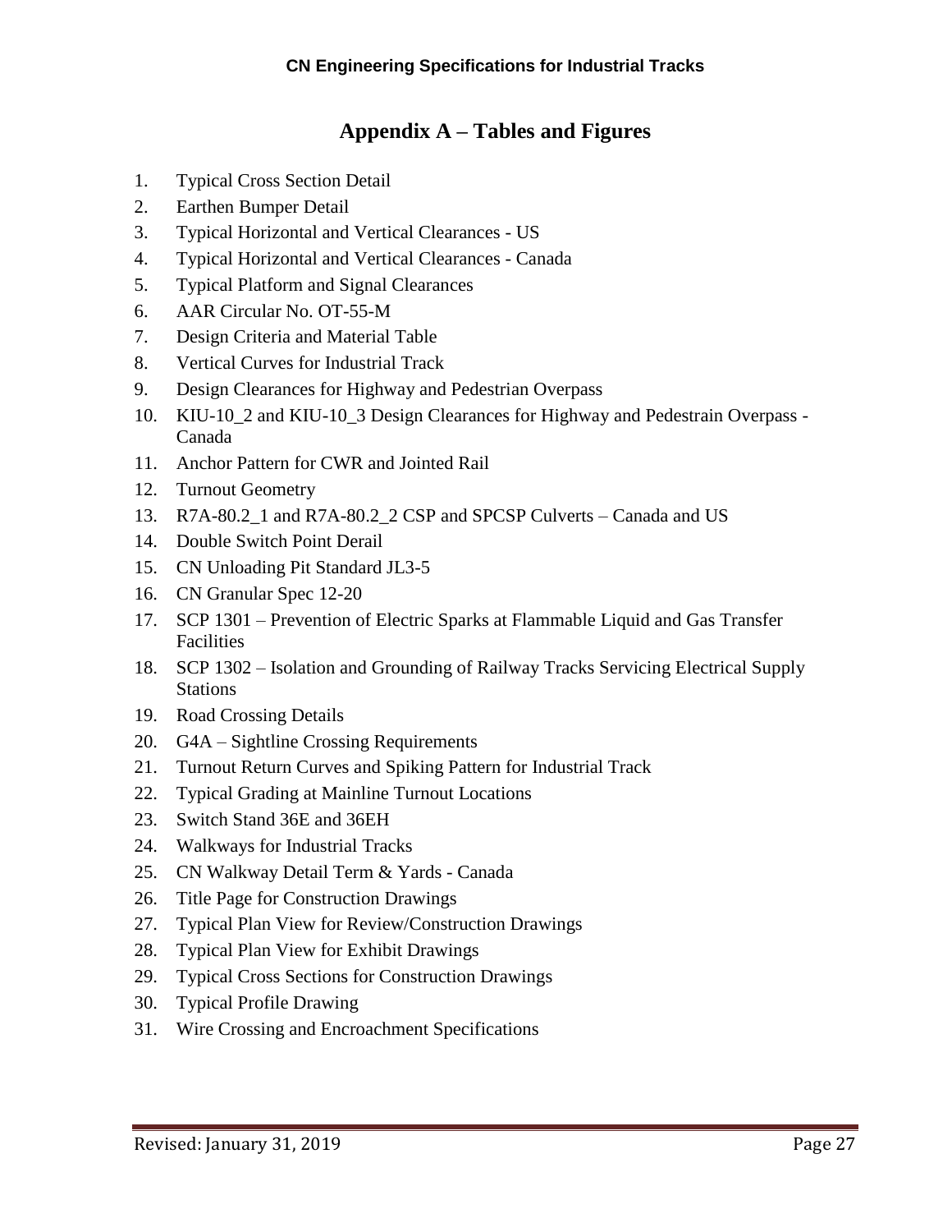# Appendix A – Tables and Figures

1. Typical Cross Section Detail
2. Earthen Bumper Detail
3. Typical Horizontal and Vertical Clearances - US
4. Typical Horizontal and Vertical Clearances - Canada
5. Typical Platform and Signal Clearances
6. AAR Circular No. OT-55-M
7. Design Criteria and Material Table
8. Vertical Curves for Industrial Track
9. Design Clearances for Highway and Pedestrian Overpass
10. KIU-10_2 and KIU-10_3 Design Clearances for Highway and Pedestrain Overpass - Canada
11. Anchor Pattern for CWR and Jointed Rail
12. Turnout Geometry
13. R7A-80.2_1 and R7A-80.2_2 CSP and SPCSP Culverts – Canada and US
14. Double Switch Point Derail
15. CN Unloading Pit Standard JL3-5
16. CN Granular Spec 12-20
17. SCP 1301 – Prevention of Electric Sparks at Flammable Liquid and Gas Transfer Facilities
18. SCP 1302 – Isolation and Grounding of Railway Tracks Servicing Electrical Supply Stations
19. Road Crossing Details
20. G4A – Sightline Crossing Requirements
21. Turnout Return Curves and Spiking Pattern for Industrial Track
22. Typical Grading at Mainline Turnout Locations
23. Switch Stand 36E and 36EH
24. Walkways for Industrial Tracks
25. CN Walkway Detail Term & Yards - Canada
26. Title Page for Construction Drawings
27. Typical Plan View for Review/Construction Drawings
28. Typical Plan View for Exhibit Drawings
29. Typical Cross Sections for Construction Drawings
30. Typical Profile Drawing
31. Wire Crossing and Encroachment Specifications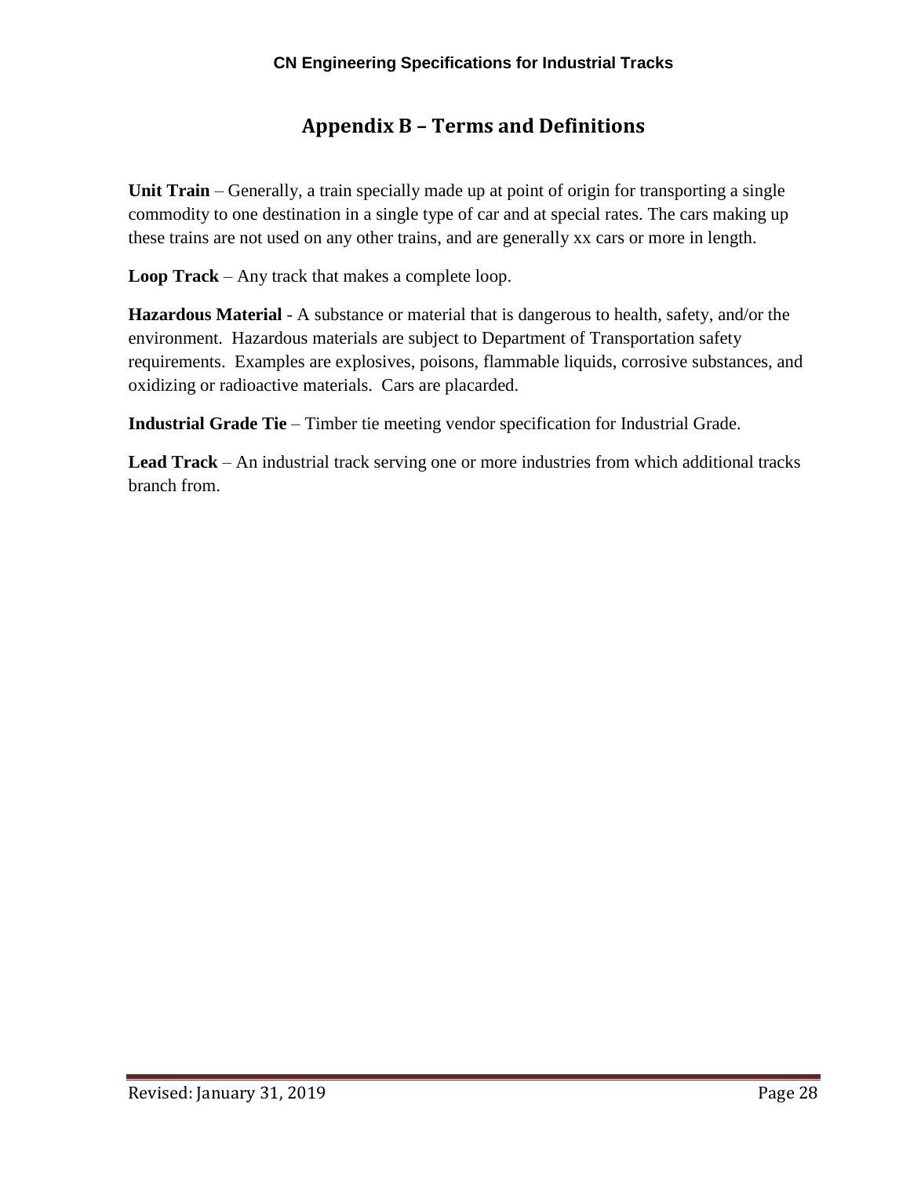# Appendix B – Terms and Definitions

**Unit Train** – Generally, a train specially made up at point of origin for transporting a single commodity to one destination in a single type of car and at special rates. The cars making up these trains are not used on any other trains, and are generally xx cars or more in length.

**Loop Track** – Any track that makes a complete loop.

**Hazardous Material** - A substance or material that is dangerous to health, safety, and/or the environment. Hazardous materials are subject to Department of Transportation safety requirements. Examples are explosives, poisons, flammable liquids, corrosive substances, and oxidizing or radioactive materials. Cars are placarded.

**Industrial Grade Tie** – Timber tie meeting vendor specification for Industrial Grade.

**Lead Track** – An industrial track serving one or more industries from which additional tracks branch from.